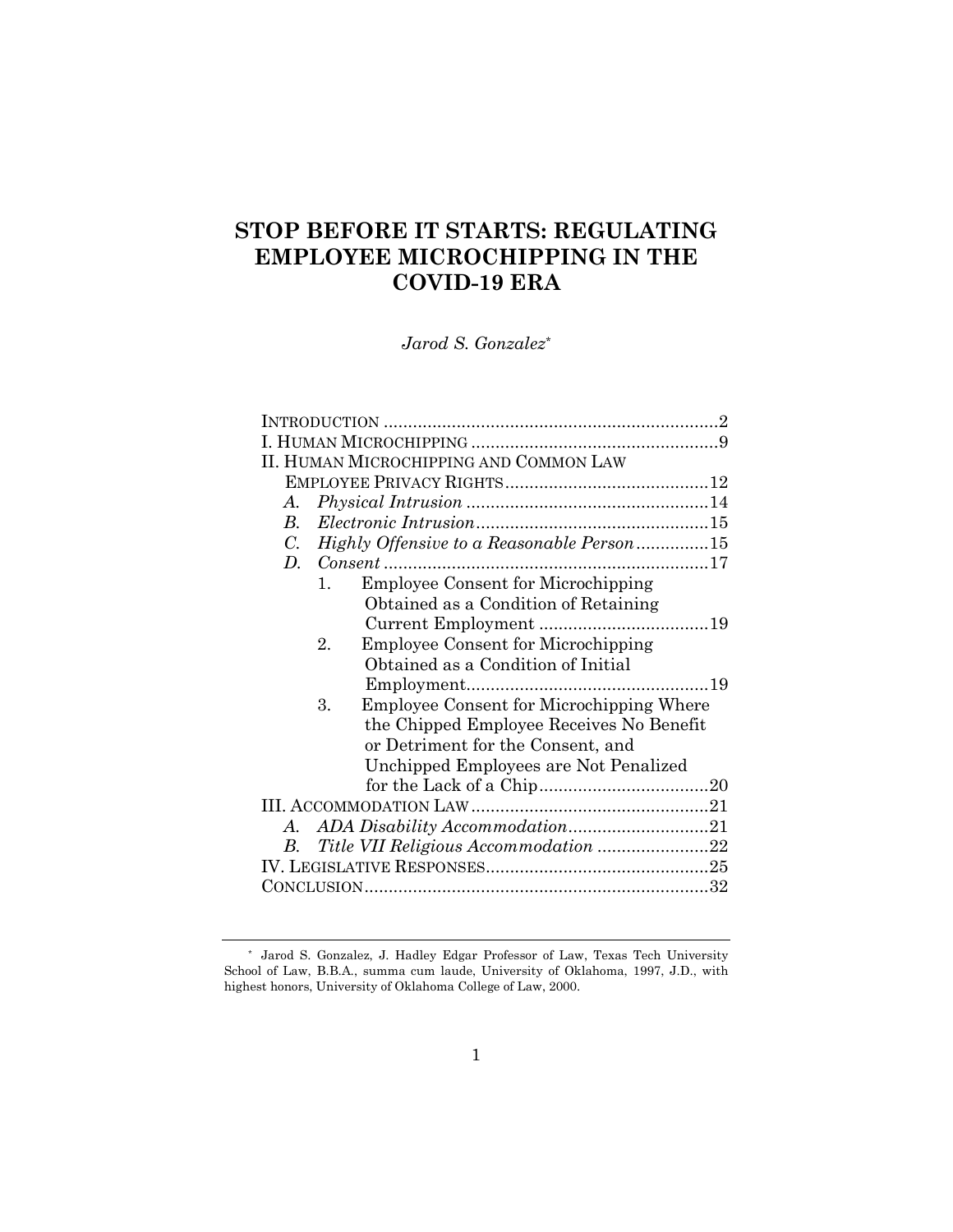# STOP BEFORE IT STARTS: REGULATING EMPLOYEE MICROCHIPPING IN THE COVID-19 ERA

*Jarod S. Gonzalez*[*]

INTRODUCTION ..................................................................... 2
I. HUMAN MICROCHIPPING ................................................... 9
II. HUMAN MICROCHIPPING AND COMMON LAW EMPLOYEE PRIVACY RIGHTS .......................................... 12
  *A. Physical Intrusion* .................................................. 14
  *B. Electronic Intrusion* ................................................ 15
  *C. Highly Offensive to a Reasonable Person* ............... 15
  *D. Consent* .................................................................. 17
    1. Employee Consent for Microchipping Obtained as a Condition of Retaining Current Employment ................................... 19
    2. Employee Consent for Microchipping Obtained as a Condition of Initial Employment.................................................. 19
    3. Employee Consent for Microchipping Where the Chipped Employee Receives No Benefit or Detriment for the Consent, and Unchipped Employees are Not Penalized for the Lack of a Chip................................... 20
III. ACCOMMODATION LAW ................................................. 21
  *A. ADA Disability Accommodation* ............................. 21
  *B. Title VII Religious Accommodation* ....................... 22
IV. LEGISLATIVE RESPONSES .............................................. 25
CONCLUSION ...................................................................... 32

---

[*] Jarod S. Gonzalez, J. Hadley Edgar Professor of Law, Texas Tech University School of Law, B.B.A., summa cum laude, University of Oklahoma, 1997, J.D., with highest honors, University of Oklahoma College of Law, 2000.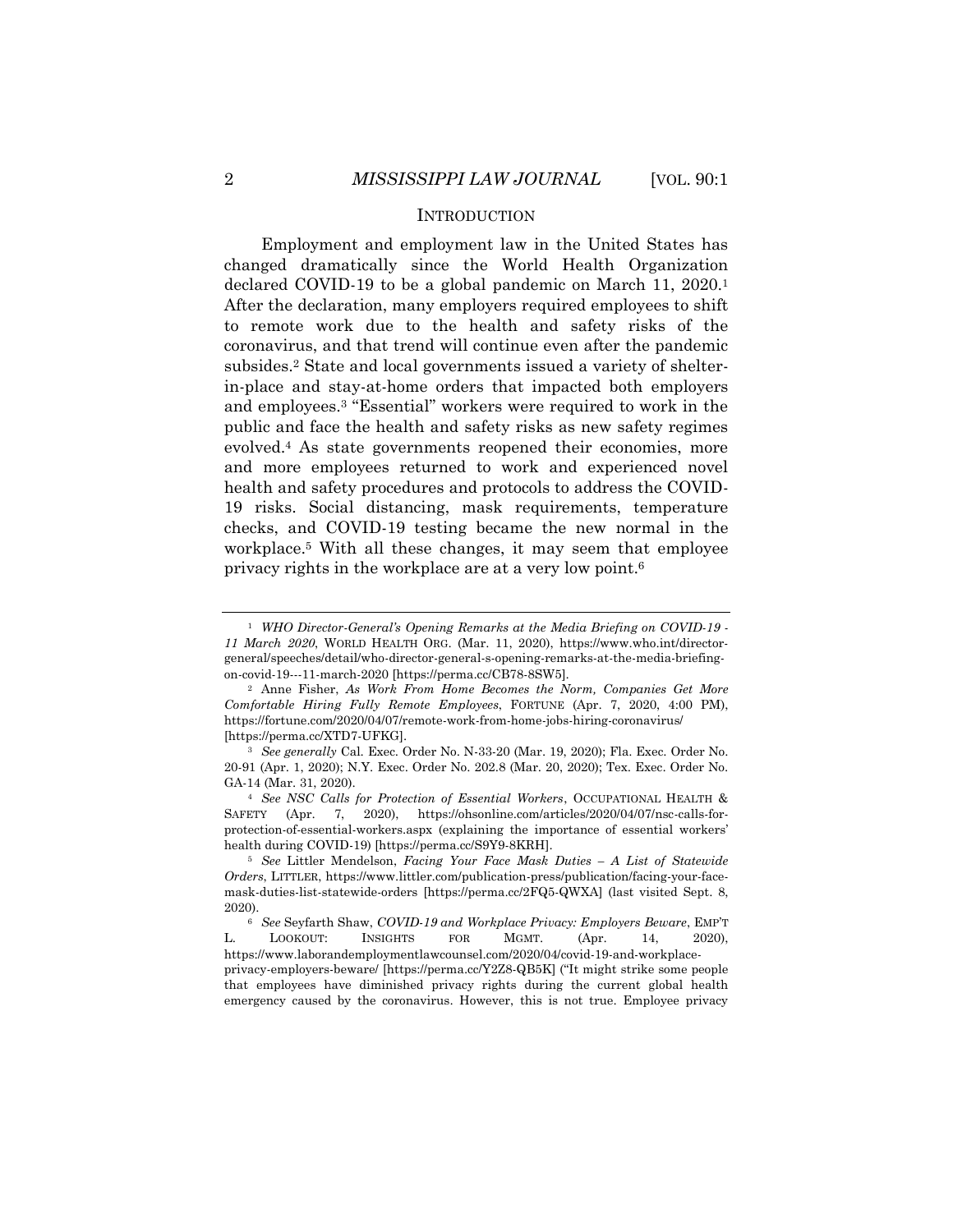## INTRODUCTION

Employment and employment law in the United States has changed dramatically since the World Health Organization declared COVID-19 to be a global pandemic on March 11, 2020.[1] After the declaration, many employers required employees to shift to remote work due to the health and safety risks of the coronavirus, and that trend will continue even after the pandemic subsides.[2] State and local governments issued a variety of shelter-in-place and stay-at-home orders that impacted both employers and employees.[3] "Essential" workers were required to work in the public and face the health and safety risks as new safety regimes evolved.[4] As state governments reopened their economies, more and more employees returned to work and experienced novel health and safety procedures and protocols to address the COVID-19 risks. Social distancing, mask requirements, temperature checks, and COVID-19 testing became the new normal in the workplace.[5] With all these changes, it may seem that employee privacy rights in the workplace are at a very low point.[6]

---

[1] *WHO Director-General's Opening Remarks at the Media Briefing on COVID-19 - 11 March 2020*, WORLD HEALTH ORG. (Mar. 11, 2020), https://www.who.int/director-general/speeches/detail/who-director-general-s-opening-remarks-at-the-media-briefing-on-covid-19---11-march-2020 [https://perma.cc/CB78-8SW5].

[2] Anne Fisher, *As Work From Home Becomes the Norm, Companies Get More Comfortable Hiring Fully Remote Employees*, FORTUNE (Apr. 7, 2020, 4:00 PM), https://fortune.com/2020/04/07/remote-work-from-home-jobs-hiring-coronavirus/ [https://perma.cc/XTD7-UFKG].

[3] *See generally* Cal. Exec. Order No. N-33-20 (Mar. 19, 2020); Fla. Exec. Order No. 20-91 (Apr. 1, 2020); N.Y. Exec. Order No. 202.8 (Mar. 20, 2020); Tex. Exec. Order No. GA-14 (Mar. 31, 2020).

[4] *See NSC Calls for Protection of Essential Workers*, OCCUPATIONAL HEALTH & SAFETY (Apr. 7, 2020), https://ohsonline.com/articles/2020/04/07/nsc-calls-for-protection-of-essential-workers.aspx (explaining the importance of essential workers' health during COVID-19) [https://perma.cc/S9Y9-8KRH].

[5] *See* Littler Mendelson, *Facing Your Face Mask Duties – A List of Statewide Orders*, LITTLER, https://www.littler.com/publication-press/publication/facing-your-face-mask-duties-list-statewide-orders [https://perma.cc/2FQ5-QWXA] (last visited Sept. 8, 2020).

[6] *See* Seyfarth Shaw, *COVID-19 and Workplace Privacy: Employers Beware*, EMP'T L. LOOKOUT: INSIGHTS FOR MGMT. (Apr. 14, 2020), https://www.laborandemploymentlawcounsel.com/2020/04/covid-19-and-workplace-privacy-employers-beware/ [https://perma.cc/Y2Z8-QB5K] ("It might strike some people that employees have diminished privacy rights during the current global health emergency caused by the coronavirus. However, this is not true. Employee privacy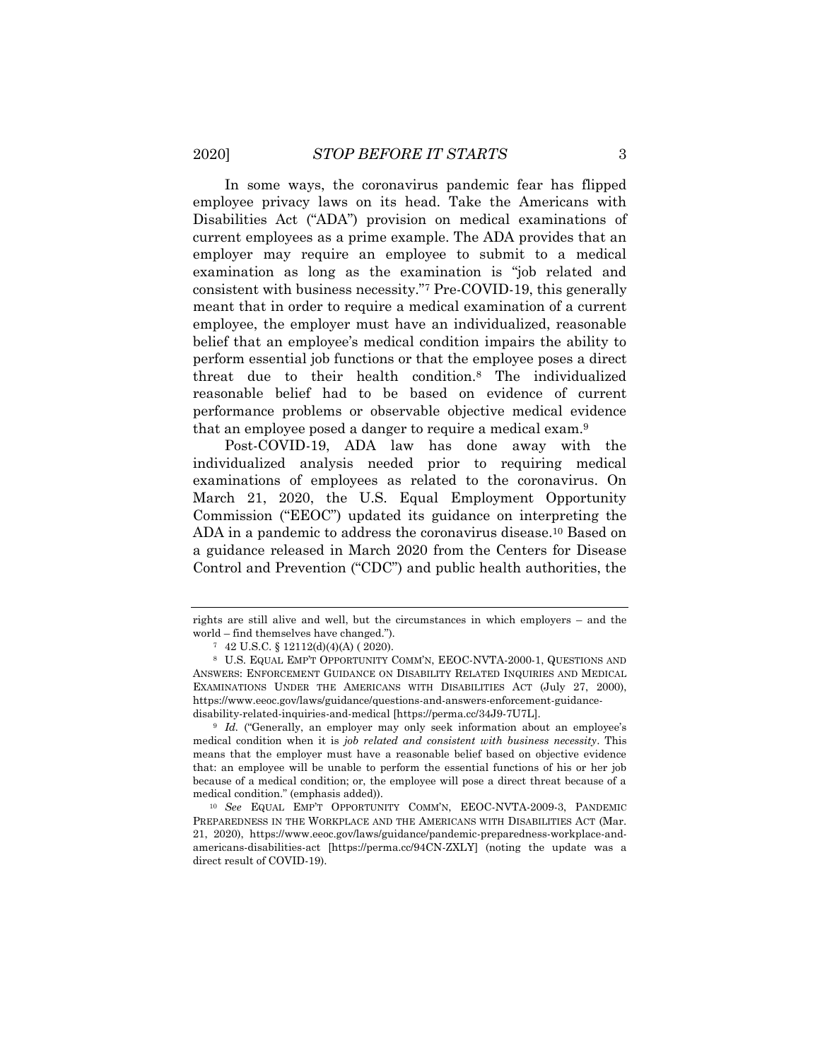In some ways, the coronavirus pandemic fear has flipped employee privacy laws on its head. Take the Americans with Disabilities Act ("ADA") provision on medical examinations of current employees as a prime example. The ADA provides that an employer may require an employee to submit to a medical examination as long as the examination is "job related and consistent with business necessity."[7] Pre-COVID-19, this generally meant that in order to require a medical examination of a current employee, the employer must have an individualized, reasonable belief that an employee's medical condition impairs the ability to perform essential job functions or that the employee poses a direct threat due to their health condition.[8] The individualized reasonable belief had to be based on evidence of current performance problems or observable objective medical evidence that an employee posed a danger to require a medical exam.[9]

Post-COVID-19, ADA law has done away with the individualized analysis needed prior to requiring medical examinations of employees as related to the coronavirus. On March 21, 2020, the U.S. Equal Employment Opportunity Commission ("EEOC") updated its guidance on interpreting the ADA in a pandemic to address the coronavirus disease.[10] Based on a guidance released in March 2020 from the Centers for Disease Control and Prevention ("CDC") and public health authorities, the

---

rights are still alive and well, but the circumstances in which employers – and the world – find themselves have changed.").

[7] 42 U.S.C. § 12112(d)(4)(A) ( 2020).

[8] U.S. EQUAL EMP'T OPPORTUNITY COMM'N, EEOC-NVTA-2000-1, QUESTIONS AND ANSWERS: ENFORCEMENT GUIDANCE ON DISABILITY RELATED INQUIRIES AND MEDICAL EXAMINATIONS UNDER THE AMERICANS WITH DISABILITIES ACT (July 27, 2000), https://www.eeoc.gov/laws/guidance/questions-and-answers-enforcement-guidance-disability-related-inquiries-and-medical [https://perma.cc/34J9-7U7L].

[9] *Id.* ("Generally, an employer may only seek information about an employee's medical condition when it is *job related and consistent with business necessity*. This means that the employer must have a reasonable belief based on objective evidence that: an employee will be unable to perform the essential functions of his or her job because of a medical condition; or, the employee will pose a direct threat because of a medical condition." (emphasis added)).

[10] *See* EQUAL EMP'T OPPORTUNITY COMM'N, EEOC-NVTA-2009-3, PANDEMIC PREPAREDNESS IN THE WORKPLACE AND THE AMERICANS WITH DISABILITIES ACT (Mar. 21, 2020), https://www.eeoc.gov/laws/guidance/pandemic-preparedness-workplace-and-americans-disabilities-act [https://perma.cc/94CN-ZXLY] (noting the update was a direct result of COVID-19).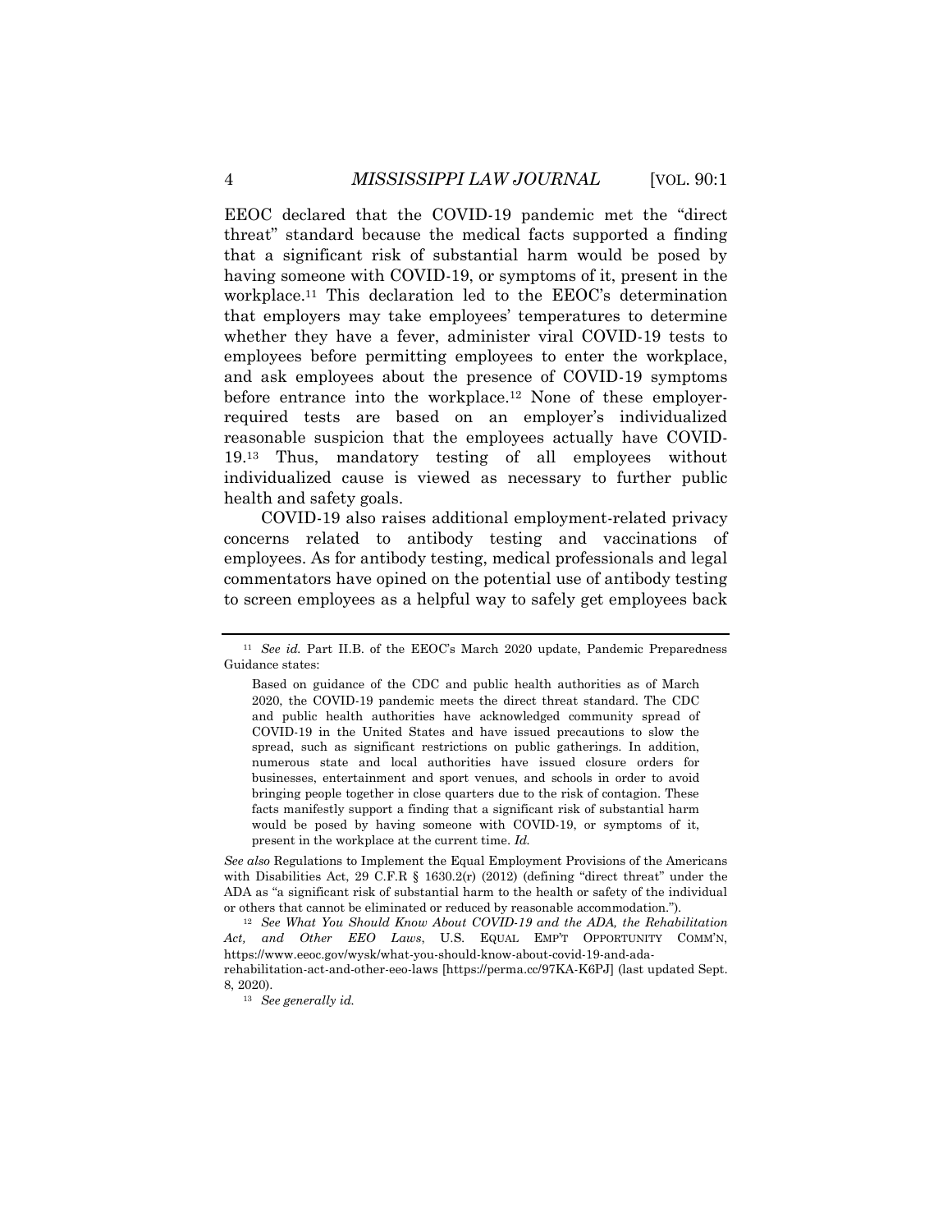EEOC declared that the COVID-19 pandemic met the "direct threat" standard because the medical facts supported a finding that a significant risk of substantial harm would be posed by having someone with COVID-19, or symptoms of it, present in the workplace.[11] This declaration led to the EEOC's determination that employers may take employees' temperatures to determine whether they have a fever, administer viral COVID-19 tests to employees before permitting employees to enter the workplace, and ask employees about the presence of COVID-19 symptoms before entrance into the workplace.[12] None of these employer-required tests are based on an employer's individualized reasonable suspicion that the employees actually have COVID-19.[13] Thus, mandatory testing of all employees without individualized cause is viewed as necessary to further public health and safety goals.

COVID-19 also raises additional employment-related privacy concerns related to antibody testing and vaccinations of employees. As for antibody testing, medical professionals and legal commentators have opined on the potential use of antibody testing to screen employees as a helpful way to safely get employees back

---

[11] *See id.* Part II.B. of the EEOC's March 2020 update, Pandemic Preparedness Guidance states:

> Based on guidance of the CDC and public health authorities as of March 2020, the COVID-19 pandemic meets the direct threat standard. The CDC and public health authorities have acknowledged community spread of COVID-19 in the United States and have issued precautions to slow the spread, such as significant restrictions on public gatherings. In addition, numerous state and local authorities have issued closure orders for businesses, entertainment and sport venues, and schools in order to avoid bringing people together in close quarters due to the risk of contagion. These facts manifestly support a finding that a significant risk of substantial harm would be posed by having someone with COVID-19, or symptoms of it, present in the workplace at the current time. *Id.*

*See also* Regulations to Implement the Equal Employment Provisions of the Americans with Disabilities Act, 29 C.F.R § 1630.2(r) (2012) (defining "direct threat" under the ADA as "a significant risk of substantial harm to the health or safety of the individual or others that cannot be eliminated or reduced by reasonable accommodation.").

[12] *See What You Should Know About COVID-19 and the ADA, the Rehabilitation Act, and Other EEO Laws*, U.S. EQUAL EMP'T OPPORTUNITY COMM'N, https://www.eeoc.gov/wysk/what-you-should-know-about-covid-19-and-ada-rehabilitation-act-and-other-eeo-laws [https://perma.cc/97KA-K6PJ] (last updated Sept. 8, 2020).

[13] *See generally id.*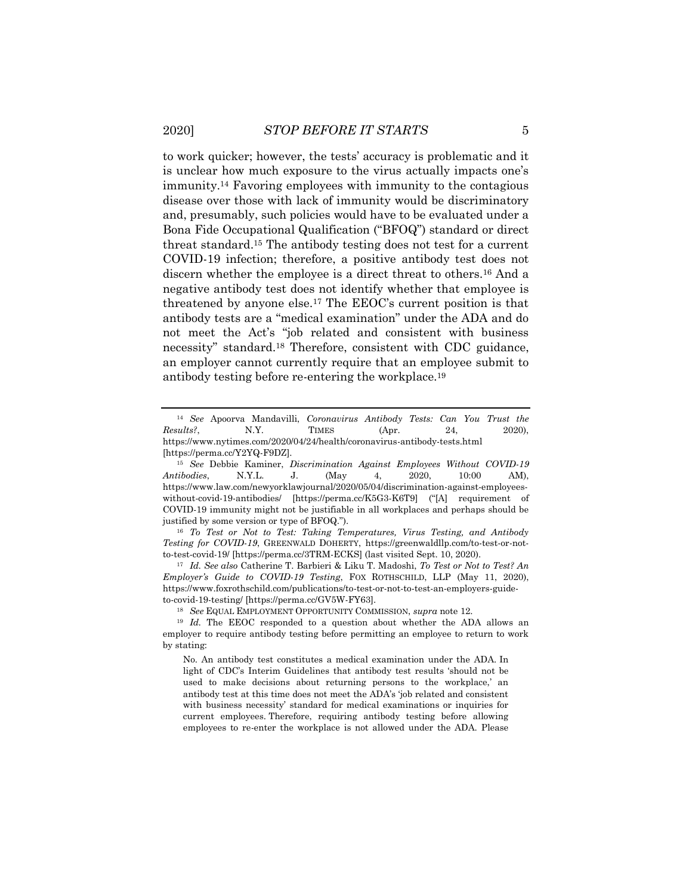to work quicker; however, the tests' accuracy is problematic and it is unclear how much exposure to the virus actually impacts one's immunity.[14] Favoring employees with immunity to the contagious disease over those with lack of immunity would be discriminatory and, presumably, such policies would have to be evaluated under a Bona Fide Occupational Qualification ("BFOQ") standard or direct threat standard.[15] The antibody testing does not test for a current COVID-19 infection; therefore, a positive antibody test does not discern whether the employee is a direct threat to others.[16] And a negative antibody test does not identify whether that employee is threatened by anyone else.[17] The EEOC's current position is that antibody tests are a "medical examination" under the ADA and do not meet the Act's "job related and consistent with business necessity" standard.[18] Therefore, consistent with CDC guidance, an employer cannot currently require that an employee submit to antibody testing before re-entering the workplace.[19]

---

[14] *See* Apoorva Mandavilli, *Coronavirus Antibody Tests: Can You Trust the Results?*, N.Y. TIMES (Apr. 24, 2020), https://www.nytimes.com/2020/04/24/health/coronavirus-antibody-tests.html [https://perma.cc/Y2YQ-F9DZ].

[15] *See* Debbie Kaminer, *Discrimination Against Employees Without COVID-19 Antibodies*, N.Y.L. J. (May 4, 2020, 10:00 AM), https://www.law.com/newyorklawjournal/2020/05/04/discrimination-against-employees-without-covid-19-antibodies/ [https://perma.cc/K5G3-K6T9] ("[A] requirement of COVID-19 immunity might not be justifiable in all workplaces and perhaps should be justified by some version or type of BFOQ.").

[16] *To Test or Not to Test: Taking Temperatures, Virus Testing, and Antibody Testing for COVID-19*, GREENWALD DOHERTY, https://greenwaldllp.com/to-test-or-not-to-test-covid-19/ [https://perma.cc/3TRM-ECKS] (last visited Sept. 10, 2020).

[17] *Id. See also* Catherine T. Barbieri & Liku T. Madoshi, *To Test or Not to Test? An Employer's Guide to COVID-19 Testing*, FOX ROTHSCHILD, LLP (May 11, 2020), https://www.foxrothschild.com/publications/to-test-or-not-to-test-an-employers-guide-to-covid-19-testing/ [https://perma.cc/GV5W-FY63].

[18] *See* EQUAL EMPLOYMENT OPPORTUNITY COMMISSION, *supra* note 12.

[19] *Id.* The EEOC responded to a question about whether the ADA allows an employer to require antibody testing before permitting an employee to return to work by stating:

> No. An antibody test constitutes a medical examination under the ADA. In light of CDC's Interim Guidelines that antibody test results 'should not be used to make decisions about returning persons to the workplace,' an antibody test at this time does not meet the ADA's 'job related and consistent with business necessity' standard for medical examinations or inquiries for current employees. Therefore, requiring antibody testing before allowing employees to re-enter the workplace is not allowed under the ADA. Please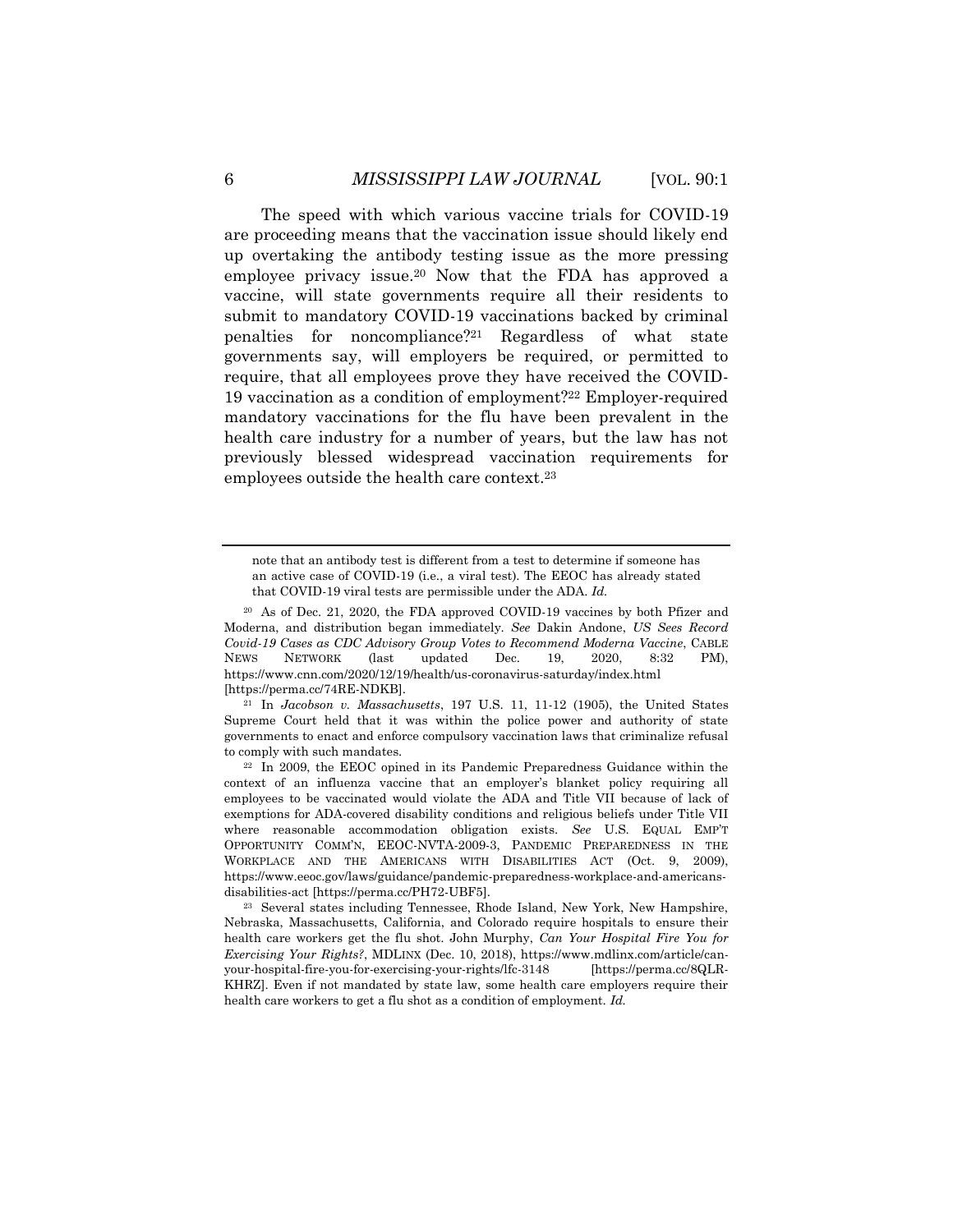The speed with which various vaccine trials for COVID-19 are proceeding means that the vaccination issue should likely end up overtaking the antibody testing issue as the more pressing employee privacy issue.[20] Now that the FDA has approved a vaccine, will state governments require all their residents to submit to mandatory COVID-19 vaccinations backed by criminal penalties for noncompliance?[21] Regardless of what state governments say, will employers be required, or permitted to require, that all employees prove they have received the COVID-19 vaccination as a condition of employment?[22] Employer-required mandatory vaccinations for the flu have been prevalent in the health care industry for a number of years, but the law has not previously blessed widespread vaccination requirements for employees outside the health care context.[23]

---

note that an antibody test is different from a test to determine if someone has an active case of COVID-19 (i.e., a viral test). The EEOC has already stated that COVID-19 viral tests are permissible under the ADA. *Id.*

[20] As of Dec. 21, 2020, the FDA approved COVID-19 vaccines by both Pfizer and Moderna, and distribution began immediately. *See* Dakin Andone, *US Sees Record Covid-19 Cases as CDC Advisory Group Votes to Recommend Moderna Vaccine*, CABLE NEWS NETWORK (last updated Dec. 19, 2020, 8:32 PM), https://www.cnn.com/2020/12/19/health/us-coronavirus-saturday/index.html [https://perma.cc/74RE-NDKB].

[21] In *Jacobson v. Massachusetts*, 197 U.S. 11, 11-12 (1905), the United States Supreme Court held that it was within the police power and authority of state governments to enact and enforce compulsory vaccination laws that criminalize refusal to comply with such mandates.

[22] In 2009, the EEOC opined in its Pandemic Preparedness Guidance within the context of an influenza vaccine that an employer's blanket policy requiring all employees to be vaccinated would violate the ADA and Title VII because of lack of exemptions for ADA-covered disability conditions and religious beliefs under Title VII where reasonable accommodation obligation exists. *See* U.S. EQUAL EMP'T OPPORTUNITY COMM'N, EEOC-NVTA-2009-3, PANDEMIC PREPAREDNESS IN THE WORKPLACE AND THE AMERICANS WITH DISABILITIES ACT (Oct. 9, 2009), https://www.eeoc.gov/laws/guidance/pandemic-preparedness-workplace-and-americans-disabilities-act [https://perma.cc/PH72-UBF5].

[23] Several states including Tennessee, Rhode Island, New York, New Hampshire, Nebraska, Massachusetts, California, and Colorado require hospitals to ensure their health care workers get the flu shot. John Murphy, *Can Your Hospital Fire You for Exercising Your Rights?*, MDLINX (Dec. 10, 2018), https://www.mdlinx.com/article/can-your-hospital-fire-you-for-exercising-your-rights/lfc-3148 [https://perma.cc/8QLR-KHRZ]. Even if not mandated by state law, some health care employers require their health care workers to get a flu shot as a condition of employment. *Id.*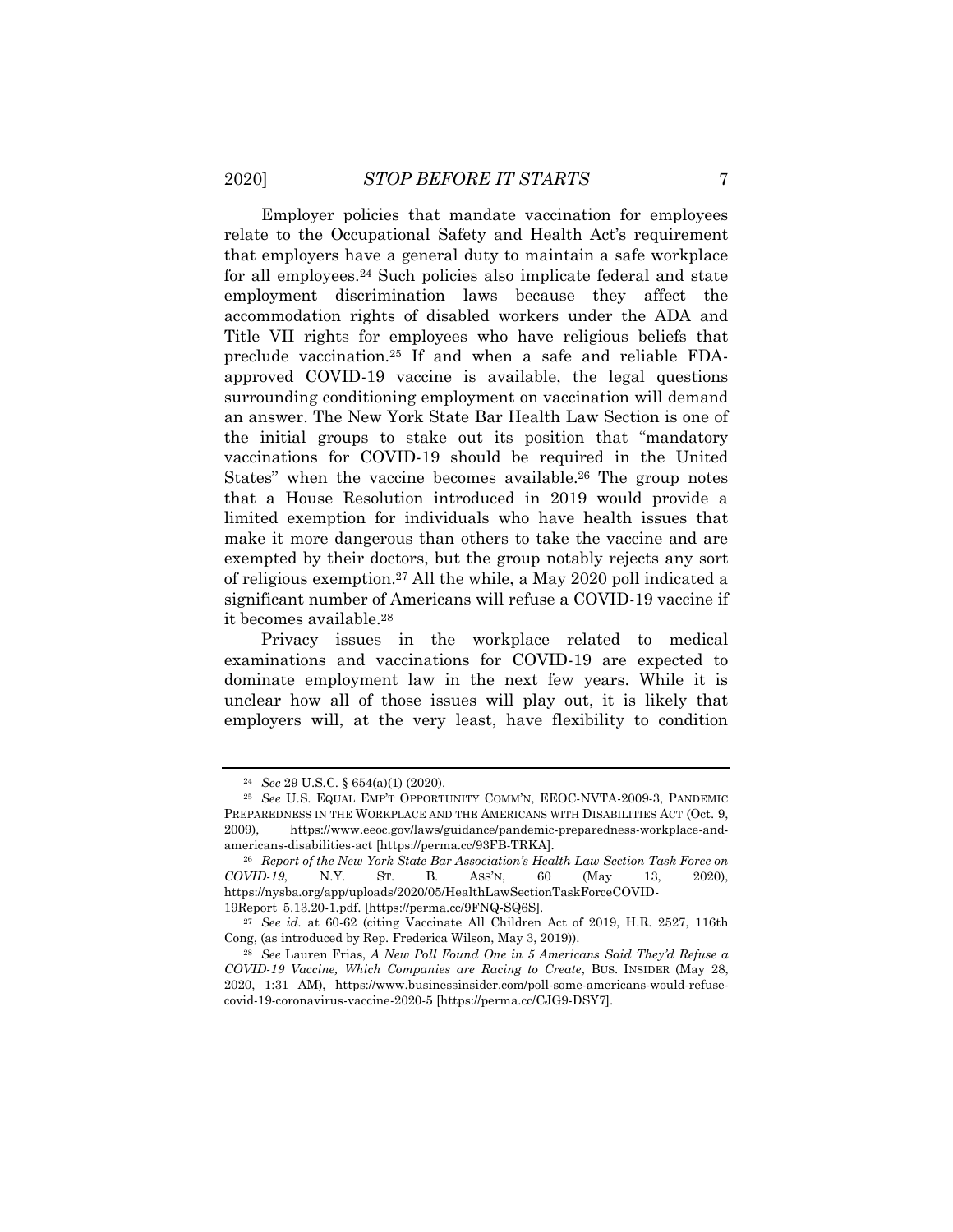Employer policies that mandate vaccination for employees relate to the Occupational Safety and Health Act's requirement that employers have a general duty to maintain a safe workplace for all employees.[24] Such policies also implicate federal and state employment discrimination laws because they affect the accommodation rights of disabled workers under the ADA and Title VII rights for employees who have religious beliefs that preclude vaccination.[25] If and when a safe and reliable FDA-approved COVID-19 vaccine is available, the legal questions surrounding conditioning employment on vaccination will demand an answer. The New York State Bar Health Law Section is one of the initial groups to stake out its position that "mandatory vaccinations for COVID-19 should be required in the United States" when the vaccine becomes available.[26] The group notes that a House Resolution introduced in 2019 would provide a limited exemption for individuals who have health issues that make it more dangerous than others to take the vaccine and are exempted by their doctors, but the group notably rejects any sort of religious exemption.[27] All the while, a May 2020 poll indicated a significant number of Americans will refuse a COVID-19 vaccine if it becomes available.[28]

Privacy issues in the workplace related to medical examinations and vaccinations for COVID-19 are expected to dominate employment law in the next few years. While it is unclear how all of those issues will play out, it is likely that employers will, at the very least, have flexibility to condition

---

[24] *See* 29 U.S.C. § 654(a)(1) (2020).

[25] *See* U.S. EQUAL EMP'T OPPORTUNITY COMM'N, EEOC-NVTA-2009-3, PANDEMIC PREPAREDNESS IN THE WORKPLACE AND THE AMERICANS WITH DISABILITIES ACT (Oct. 9, 2009), https://www.eeoc.gov/laws/guidance/pandemic-preparedness-workplace-and-americans-disabilities-act [https://perma.cc/93FB-TRKA].

[26] *Report of the New York State Bar Association's Health Law Section Task Force on COVID-19*, N.Y. ST. B. ASS'N, 60 (May 13, 2020), https://nysba.org/app/uploads/2020/05/HealthLawSectionTaskForceCOVID-19Report_5.13.20-1.pdf. [https://perma.cc/9FNQ-SQ6S].

[27] *See id.* at 60-62 (citing Vaccinate All Children Act of 2019, H.R. 2527, 116th Cong, (as introduced by Rep. Frederica Wilson, May 3, 2019)).

[28] *See* Lauren Frias, *A New Poll Found One in 5 Americans Said They'd Refuse a COVID-19 Vaccine, Which Companies are Racing to Create*, BUS. INSIDER (May 28, 2020, 1:31 AM), https://www.businessinsider.com/poll-some-americans-would-refuse-covid-19-coronavirus-vaccine-2020-5 [https://perma.cc/CJG9-DSY7].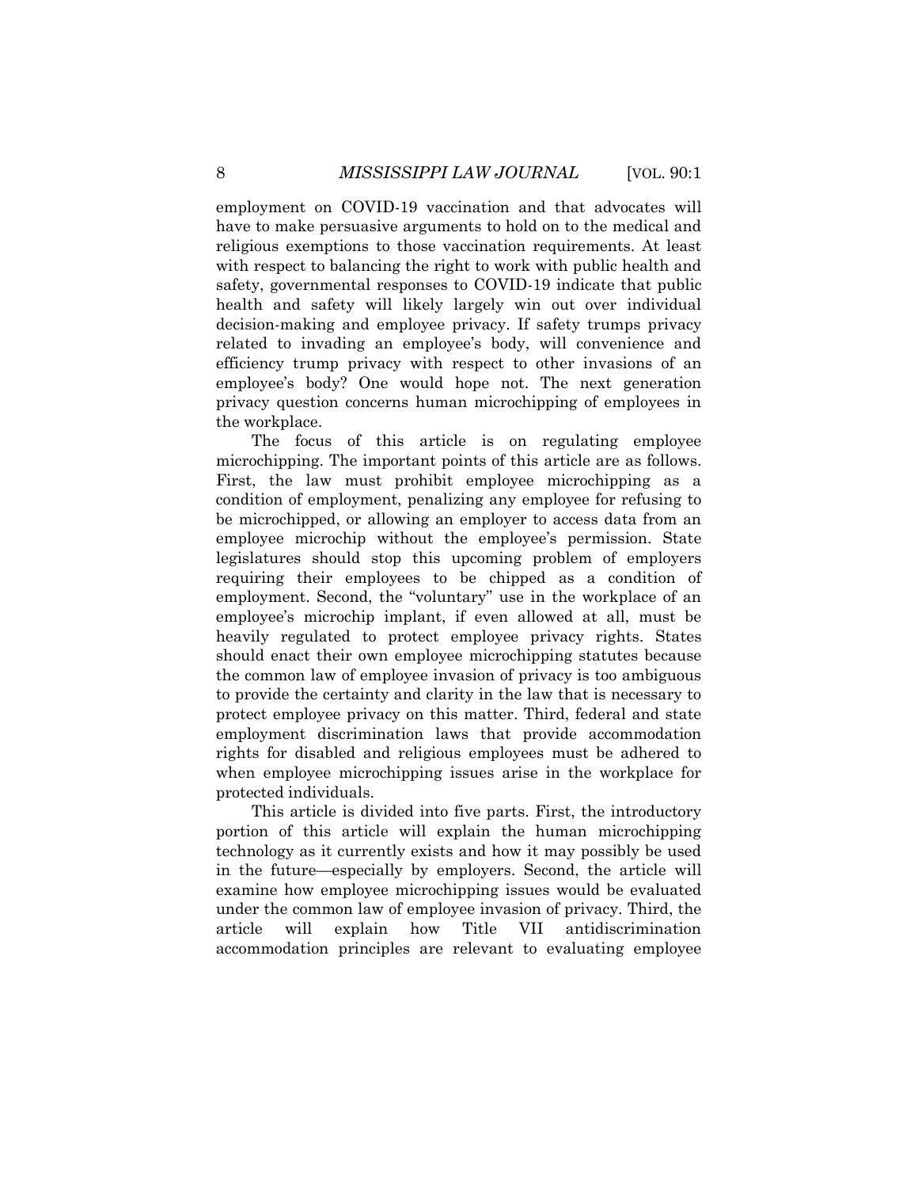employment on COVID-19 vaccination and that advocates will have to make persuasive arguments to hold on to the medical and religious exemptions to those vaccination requirements. At least with respect to balancing the right to work with public health and safety, governmental responses to COVID-19 indicate that public health and safety will likely largely win out over individual decision-making and employee privacy. If safety trumps privacy related to invading an employee's body, will convenience and efficiency trump privacy with respect to other invasions of an employee's body? One would hope not. The next generation privacy question concerns human microchipping of employees in the workplace.

The focus of this article is on regulating employee microchipping. The important points of this article are as follows. First, the law must prohibit employee microchipping as a condition of employment, penalizing any employee for refusing to be microchipped, or allowing an employer to access data from an employee microchip without the employee's permission. State legislatures should stop this upcoming problem of employers requiring their employees to be chipped as a condition of employment. Second, the "voluntary" use in the workplace of an employee's microchip implant, if even allowed at all, must be heavily regulated to protect employee privacy rights. States should enact their own employee microchipping statutes because the common law of employee invasion of privacy is too ambiguous to provide the certainty and clarity in the law that is necessary to protect employee privacy on this matter. Third, federal and state employment discrimination laws that provide accommodation rights for disabled and religious employees must be adhered to when employee microchipping issues arise in the workplace for protected individuals.

This article is divided into five parts. First, the introductory portion of this article will explain the human microchipping technology as it currently exists and how it may possibly be used in the future—especially by employers. Second, the article will examine how employee microchipping issues would be evaluated under the common law of employee invasion of privacy. Third, the article will explain how Title VII antidiscrimination accommodation principles are relevant to evaluating employee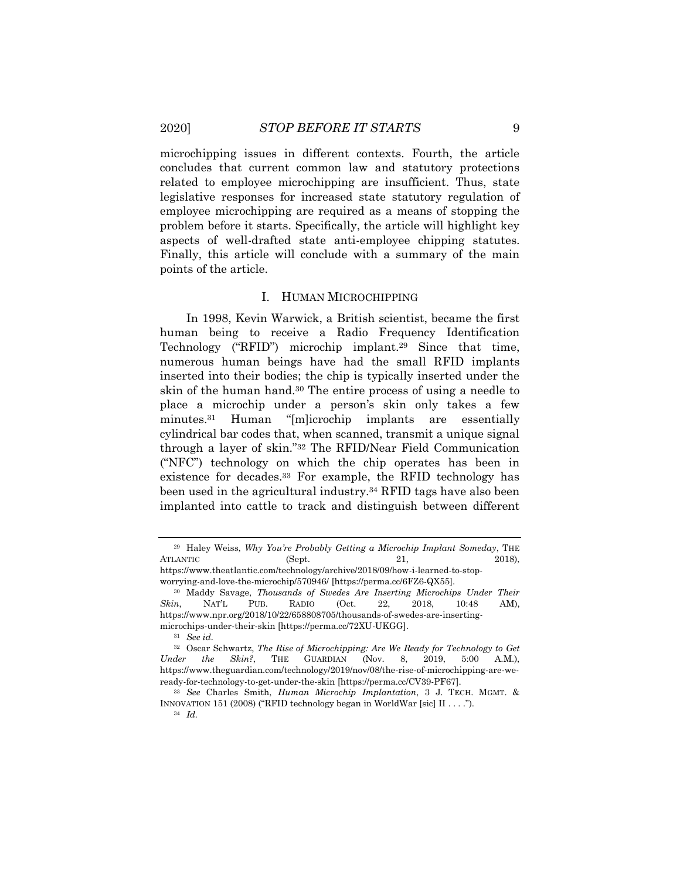microchipping issues in different contexts. Fourth, the article concludes that current common law and statutory protections related to employee microchipping are insufficient. Thus, state legislative responses for increased state statutory regulation of employee microchipping are required as a means of stopping the problem before it starts. Specifically, the article will highlight key aspects of well-drafted state anti-employee chipping statutes. Finally, this article will conclude with a summary of the main points of the article.

## I. HUMAN MICROCHIPPING

In 1998, Kevin Warwick, a British scientist, became the first human being to receive a Radio Frequency Identification Technology ("RFID") microchip implant.[29] Since that time, numerous human beings have had the small RFID implants inserted into their bodies; the chip is typically inserted under the skin of the human hand.[30] The entire process of using a needle to place a microchip under a person's skin only takes a few minutes.[31] Human "[m]icrochip implants are essentially cylindrical bar codes that, when scanned, transmit a unique signal through a layer of skin."[32] The RFID/Near Field Communication ("NFC") technology on which the chip operates has been in existence for decades.[33] For example, the RFID technology has been used in the agricultural industry.[34] RFID tags have also been implanted into cattle to track and distinguish between different

---

[29] Haley Weiss, *Why You're Probably Getting a Microchip Implant Someday*, THE ATLANTIC (Sept. 21, 2018), https://www.theatlantic.com/technology/archive/2018/09/how-i-learned-to-stop-worrying-and-love-the-microchip/570946/ [https://perma.cc/6FZ6-QX55].

[30] Maddy Savage, *Thousands of Swedes Are Inserting Microchips Under Their Skin*, NAT'L PUB. RADIO (Oct. 22, 2018, 10:48 AM), https://www.npr.org/2018/10/22/658808705/thousands-of-swedes-are-inserting-microchips-under-their-skin [https://perma.cc/72XU-UKGG].

[31] *See id.*

[32] Oscar Schwartz, *The Rise of Microchipping: Are We Ready for Technology to Get Under the Skin?*, THE GUARDIAN (Nov. 8, 2019, 5:00 A.M.), https://www.theguardian.com/technology/2019/nov/08/the-rise-of-microchipping-are-we-ready-for-technology-to-get-under-the-skin [https://perma.cc/CV39-PF67].

[33] *See* Charles Smith, *Human Microchip Implantation*, 3 J. TECH. MGMT. & INNOVATION 151 (2008) ("RFID technology began in WorldWar [sic] II . . . .").

[34] *Id.*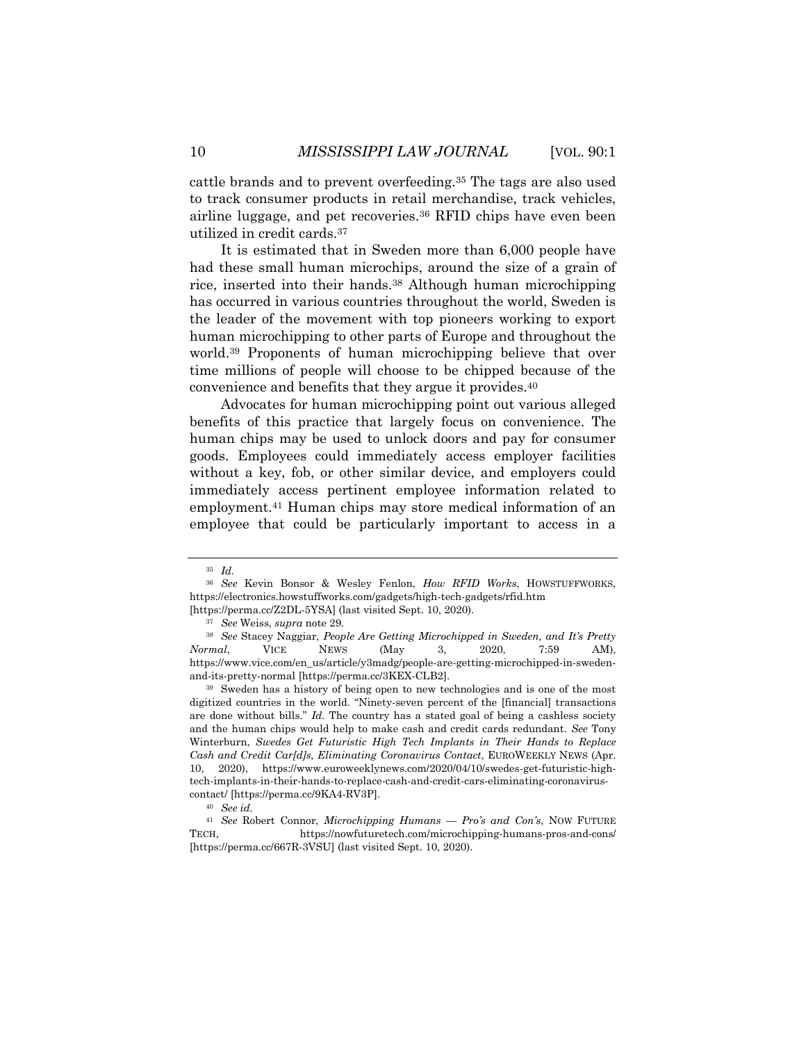cattle brands and to prevent overfeeding.[35] The tags are also used to track consumer products in retail merchandise, track vehicles, airline luggage, and pet recoveries.[36] RFID chips have even been utilized in credit cards.[37]

It is estimated that in Sweden more than 6,000 people have had these small human microchips, around the size of a grain of rice, inserted into their hands.[38] Although human microchipping has occurred in various countries throughout the world, Sweden is the leader of the movement with top pioneers working to export human microchipping to other parts of Europe and throughout the world.[39] Proponents of human microchipping believe that over time millions of people will choose to be chipped because of the convenience and benefits that they argue it provides.[40]

Advocates for human microchipping point out various alleged benefits of this practice that largely focus on convenience. The human chips may be used to unlock doors and pay for consumer goods. Employees could immediately access employer facilities without a key, fob, or other similar device, and employers could immediately access pertinent employee information related to employment.[41] Human chips may store medical information of an employee that could be particularly important to access in a

---

[35] *Id.*

[36] *See* Kevin Bonsor & Wesley Fenlon, *How RFID Works*, HOWSTUFFWORKS, https://electronics.howstuffworks.com/gadgets/high-tech-gadgets/rfid.htm [https://perma.cc/Z2DL-5YSA] (last visited Sept. 10, 2020).

[37] *See* Weiss, *supra* note 29.

[38] *See* Stacey Naggiar, *People Are Getting Microchipped in Sweden, and It's Pretty Normal*, VICE NEWS (May 3, 2020, 7:59 AM), https://www.vice.com/en_us/article/y3madg/people-are-getting-microchipped-in-sweden-and-its-pretty-normal [https://perma.cc/3KEX-CLB2].

[39] Sweden has a history of being open to new technologies and is one of the most digitized countries in the world. "Ninety-seven percent of the [financial] transactions are done without bills." *Id.* The country has a stated goal of being a cashless society and the human chips would help to make cash and credit cards redundant. *See* Tony Winterburn, *Swedes Get Futuristic High Tech Implants in Their Hands to Replace Cash and Credit Car[d]s, Eliminating Coronavirus Contact*, EUROWEEKLY NEWS (Apr. 10, 2020), https://www.euroweeklynews.com/2020/04/10/swedes-get-futuristic-high-tech-implants-in-their-hands-to-replace-cash-and-credit-cars-eliminating-coronavirus-contact/ [https://perma.cc/9KA4-RV3P].

[40] *See id.*

[41] *See* Robert Connor, *Microchipping Humans — Pro's and Con's*, NOW FUTURE TECH, https://nowfuturetech.com/microchipping-humans-pros-and-cons/ [https://perma.cc/667R-3VSU] (last visited Sept. 10, 2020).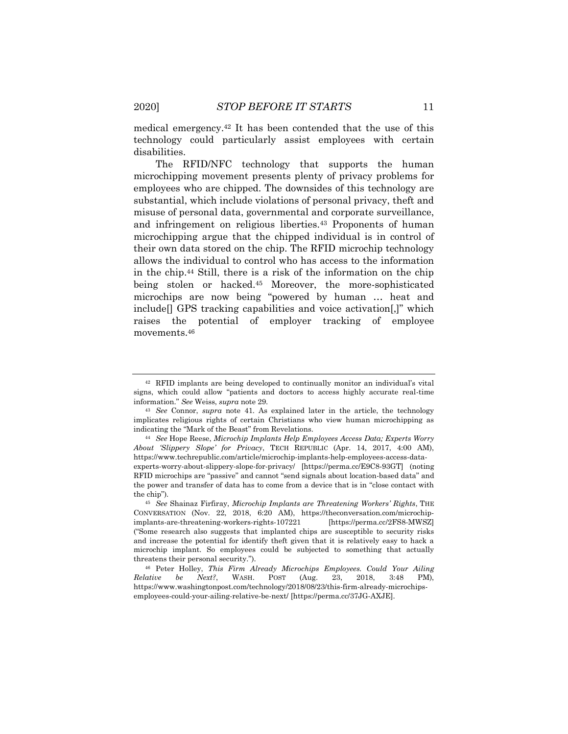medical emergency.[42] It has been contended that the use of this technology could particularly assist employees with certain disabilities.

The RFID/NFC technology that supports the human microchipping movement presents plenty of privacy problems for employees who are chipped. The downsides of this technology are substantial, which include violations of personal privacy, theft and misuse of personal data, governmental and corporate surveillance, and infringement on religious liberties.[43] Proponents of human microchipping argue that the chipped individual is in control of their own data stored on the chip. The RFID microchip technology allows the individual to control who has access to the information in the chip.[44] Still, there is a risk of the information on the chip being stolen or hacked.[45] Moreover, the more-sophisticated microchips are now being "powered by human … heat and include[] GPS tracking capabilities and voice activation[,]" which raises the potential of employer tracking of employee movements.[46]

---

[42] RFID implants are being developed to continually monitor an individual's vital signs, which could allow "patients and doctors to access highly accurate real-time information." *See* Weiss, *supra* note 29.

[43] *See* Connor, *supra* note 41. As explained later in the article, the technology implicates religious rights of certain Christians who view human microchipping as indicating the "Mark of the Beast" from Revelations.

[44] *See* Hope Reese, *Microchip Implants Help Employees Access Data; Experts Worry About 'Slippery Slope' for Privacy*, TECH REPUBLIC (Apr. 14, 2017, 4:00 AM), https://www.techrepublic.com/article/microchip-implants-help-employees-access-data-experts-worry-about-slippery-slope-for-privacy/ [https://perma.cc/E9C8-93GT] (noting RFID microchips are "passive" and cannot "send signals about location-based data" and the power and transfer of data has to come from a device that is in "close contact with the chip").

[45] *See* Shainaz Firfiray, *Microchip Implants are Threatening Workers' Rights*, THE CONVERSATION (Nov. 22, 2018, 6:20 AM), https://theconversation.com/microchip-implants-are-threatening-workers-rights-107221 [https://perma.cc/2FS8-MWSZ] ("Some research also suggests that implanted chips are susceptible to security risks and increase the potential for identify theft given that it is relatively easy to hack a microchip implant. So employees could be subjected to something that actually threatens their personal security.").

[46] Peter Holley, *This Firm Already Microchips Employees. Could Your Ailing Relative be Next?*, WASH. POST (Aug. 23, 2018, 3:48 PM), https://www.washingtonpost.com/technology/2018/08/23/this-firm-already-microchips-employees-could-your-ailing-relative-be-next/ [https://perma.cc/37JG-AXJE].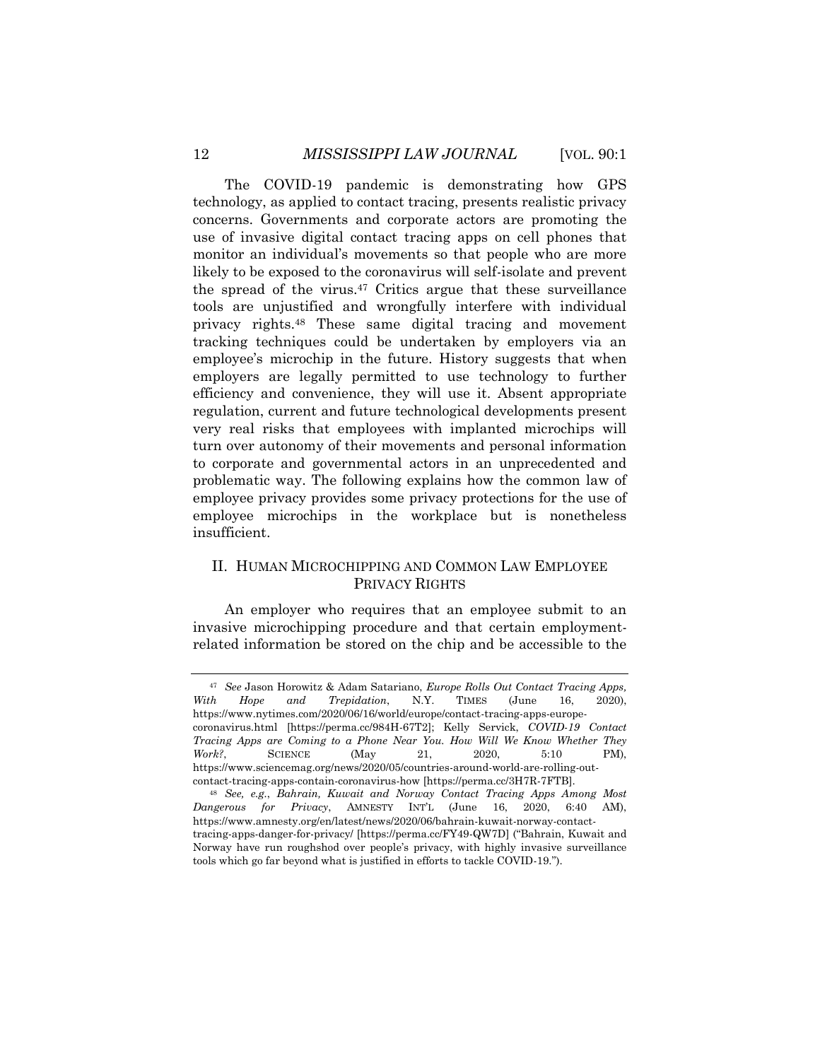The COVID-19 pandemic is demonstrating how GPS technology, as applied to contact tracing, presents realistic privacy concerns. Governments and corporate actors are promoting the use of invasive digital contact tracing apps on cell phones that monitor an individual's movements so that people who are more likely to be exposed to the coronavirus will self-isolate and prevent the spread of the virus.[47] Critics argue that these surveillance tools are unjustified and wrongfully interfere with individual privacy rights.[48] These same digital tracing and movement tracking techniques could be undertaken by employers via an employee's microchip in the future. History suggests that when employers are legally permitted to use technology to further efficiency and convenience, they will use it. Absent appropriate regulation, current and future technological developments present very real risks that employees with implanted microchips will turn over autonomy of their movements and personal information to corporate and governmental actors in an unprecedented and problematic way. The following explains how the common law of employee privacy provides some privacy protections for the use of employee microchips in the workplace but is nonetheless insufficient.

## II. HUMAN MICROCHIPPING AND COMMON LAW EMPLOYEE PRIVACY RIGHTS

An employer who requires that an employee submit to an invasive microchipping procedure and that certain employment-related information be stored on the chip and be accessible to the

---

[47] *See* Jason Horowitz & Adam Satariano, *Europe Rolls Out Contact Tracing Apps, With Hope and Trepidation*, N.Y. TIMES (June 16, 2020), https://www.nytimes.com/2020/06/16/world/europe/contact-tracing-apps-europe-coronavirus.html [https://perma.cc/984H-67T2]; Kelly Servick, *COVID-19 Contact Tracing Apps are Coming to a Phone Near You. How Will We Know Whether They Work?*, SCIENCE (May 21, 2020, 5:10 PM), https://www.sciencemag.org/news/2020/05/countries-around-world-are-rolling-out-contact-tracing-apps-contain-coronavirus-how [https://perma.cc/3H7R-7FTB].

[48] *See, e.g.*, *Bahrain, Kuwait and Norway Contact Tracing Apps Among Most Dangerous for Privacy*, AMNESTY INT'L (June 16, 2020, 6:40 AM), https://www.amnesty.org/en/latest/news/2020/06/bahrain-kuwait-norway-contact-tracing-apps-danger-for-privacy/ [https://perma.cc/FY49-QW7D] ("Bahrain, Kuwait and Norway have run roughshod over people's privacy, with highly invasive surveillance tools which go far beyond what is justified in efforts to tackle COVID-19.").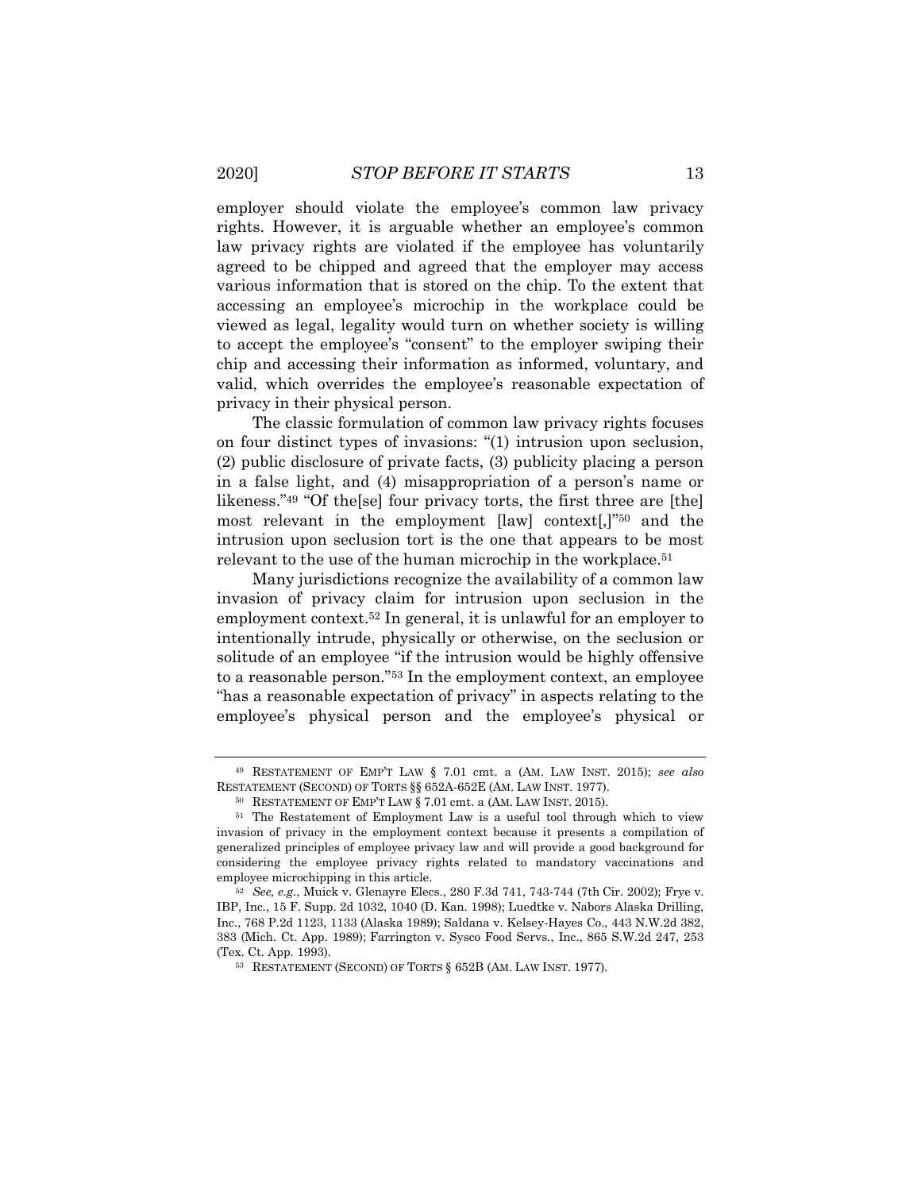employer should violate the employee's common law privacy rights. However, it is arguable whether an employee's common law privacy rights are violated if the employee has voluntarily agreed to be chipped and agreed that the employer may access various information that is stored on the chip. To the extent that accessing an employee's microchip in the workplace could be viewed as legal, legality would turn on whether society is willing to accept the employee's "consent" to the employer swiping their chip and accessing their information as informed, voluntary, and valid, which overrides the employee's reasonable expectation of privacy in their physical person.

The classic formulation of common law privacy rights focuses on four distinct types of invasions: "(1) intrusion upon seclusion, (2) public disclosure of private facts, (3) publicity placing a person in a false light, and (4) misappropriation of a person's name or likeness."[49] "Of the[se] four privacy torts, the first three are [the] most relevant in the employment [law] context[,]"[50] and the intrusion upon seclusion tort is the one that appears to be most relevant to the use of the human microchip in the workplace.[51]

Many jurisdictions recognize the availability of a common law invasion of privacy claim for intrusion upon seclusion in the employment context.[52] In general, it is unlawful for an employer to intentionally intrude, physically or otherwise, on the seclusion or solitude of an employee "if the intrusion would be highly offensive to a reasonable person."[53] In the employment context, an employee "has a reasonable expectation of privacy" in aspects relating to the employee's physical person and the employee's physical or

---

[49] RESTATEMENT OF EMP'T LAW § 7.01 cmt. a (AM. LAW INST. 2015); *see also* RESTATEMENT (SECOND) OF TORTS §§ 652A-652E (AM. LAW INST. 1977).

[50] RESTATEMENT OF EMP'T LAW § 7.01 cmt. a (AM. LAW INST. 2015).

[51] The Restatement of Employment Law is a useful tool through which to view invasion of privacy in the employment context because it presents a compilation of generalized principles of employee privacy law and will provide a good background for considering the employee privacy rights related to mandatory vaccinations and employee microchipping in this article.

[52] *See, e.g.*, Muick v. Glenayre Elecs., 280 F.3d 741, 743-744 (7th Cir. 2002); Frye v. IBP, Inc., 15 F. Supp. 2d 1032, 1040 (D. Kan. 1998); Luedtke v. Nabors Alaska Drilling, Inc., 768 P.2d 1123, 1133 (Alaska 1989); Saldana v. Kelsey-Hayes Co., 443 N.W.2d 382, 383 (Mich. Ct. App. 1989); Farrington v. Sysco Food Servs., Inc., 865 S.W.2d 247, 253 (Tex. Ct. App. 1993).

[53] RESTATEMENT (SECOND) OF TORTS § 652B (AM. LAW INST. 1977).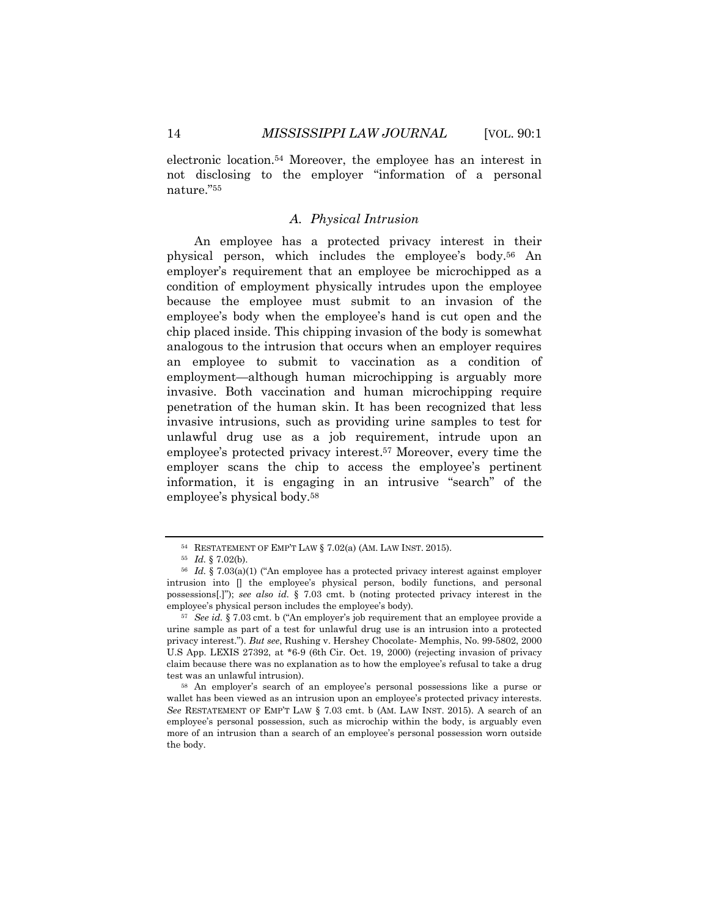electronic location.[54] Moreover, the employee has an interest in not disclosing to the employer "information of a personal nature."[55]

### A. Physical Intrusion

An employee has a protected privacy interest in their physical person, which includes the employee's body.[56] An employer's requirement that an employee be microchipped as a condition of employment physically intrudes upon the employee because the employee must submit to an invasion of the employee's body when the employee's hand is cut open and the chip placed inside. This chipping invasion of the body is somewhat analogous to the intrusion that occurs when an employer requires an employee to submit to vaccination as a condition of employment—although human microchipping is arguably more invasive. Both vaccination and human microchipping require penetration of the human skin. It has been recognized that less invasive intrusions, such as providing urine samples to test for unlawful drug use as a job requirement, intrude upon an employee's protected privacy interest.[57] Moreover, every time the employer scans the chip to access the employee's pertinent information, it is engaging in an intrusive "search" of the employee's physical body.[58]

---

[54] RESTATEMENT OF EMP'T LAW § 7.02(a) (AM. LAW INST. 2015).

[55] *Id.* § 7.02(b).

[56] *Id.* § 7.03(a)(1) ("An employee has a protected privacy interest against employer intrusion into [] the employee's physical person, bodily functions, and personal possessions[.]"); *see also id.* § 7.03 cmt. b (noting protected privacy interest in the employee's physical person includes the employee's body).

[57] *See id.* § 7.03 cmt. b ("An employer's job requirement that an employee provide a urine sample as part of a test for unlawful drug use is an intrusion into a protected privacy interest."). *But see*, Rushing v. Hershey Chocolate- Memphis, No. 99-5802, 2000 U.S App. LEXIS 27392, at *6-9 (6th Cir. Oct. 19, 2000) (rejecting invasion of privacy claim because there was no explanation as to how the employee's refusal to take a drug test was an unlawful intrusion).

[58] An employer's search of an employee's personal possessions like a purse or wallet has been viewed as an intrusion upon an employee's protected privacy interests. *See* RESTATEMENT OF EMP'T LAW § 7.03 cmt. b (AM. LAW INST. 2015). A search of an employee's personal possession, such as microchip within the body, is arguably even more of an intrusion than a search of an employee's personal possession worn outside the body.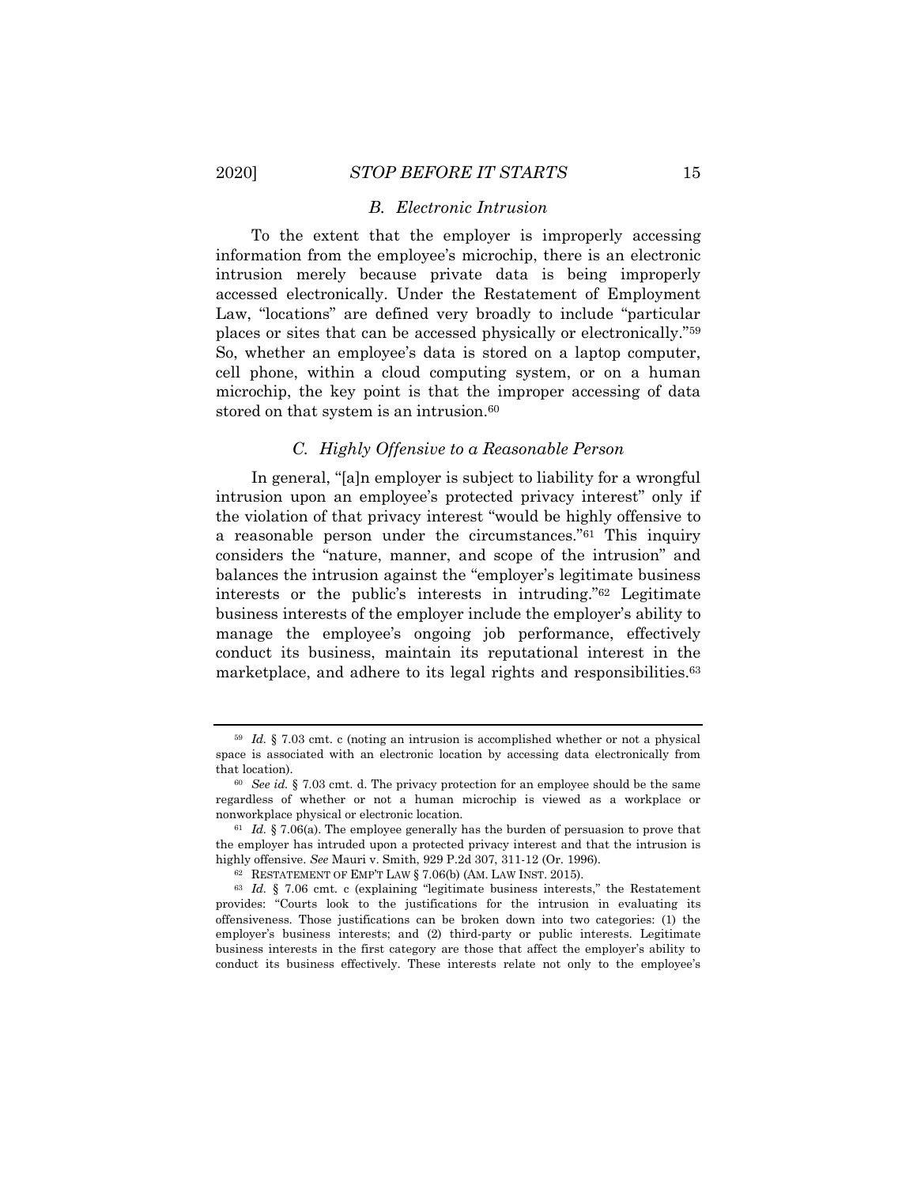### *B. Electronic Intrusion*

To the extent that the employer is improperly accessing information from the employee's microchip, there is an electronic intrusion merely because private data is being improperly accessed electronically. Under the Restatement of Employment Law, "locations" are defined very broadly to include "particular places or sites that can be accessed physically or electronically."[59] So, whether an employee's data is stored on a laptop computer, cell phone, within a cloud computing system, or on a human microchip, the key point is that the improper accessing of data stored on that system is an intrusion.[60]

### *C. Highly Offensive to a Reasonable Person*

In general, "[a]n employer is subject to liability for a wrongful intrusion upon an employee's protected privacy interest" only if the violation of that privacy interest "would be highly offensive to a reasonable person under the circumstances."[61] This inquiry considers the "nature, manner, and scope of the intrusion" and balances the intrusion against the "employer's legitimate business interests or the public's interests in intruding."[62] Legitimate business interests of the employer include the employer's ability to manage the employee's ongoing job performance, effectively conduct its business, maintain its reputational interest in the marketplace, and adhere to its legal rights and responsibilities.[63]

---

[59] *Id.* § 7.03 cmt. c (noting an intrusion is accomplished whether or not a physical space is associated with an electronic location by accessing data electronically from that location).

[60] *See id.* § 7.03 cmt. d. The privacy protection for an employee should be the same regardless of whether or not a human microchip is viewed as a workplace or nonworkplace physical or electronic location.

[61] *Id.* § 7.06(a). The employee generally has the burden of persuasion to prove that the employer has intruded upon a protected privacy interest and that the intrusion is highly offensive. *See* Mauri v. Smith, 929 P.2d 307, 311-12 (Or. 1996).

[62] RESTATEMENT OF EMP'T LAW § 7.06(b) (AM. LAW INST. 2015).

[63] *Id.* § 7.06 cmt. c (explaining "legitimate business interests," the Restatement provides: "Courts look to the justifications for the intrusion in evaluating its offensiveness. Those justifications can be broken down into two categories: (1) the employer's business interests; and (2) third-party or public interests. Legitimate business interests in the first category are those that affect the employer's ability to conduct its business effectively. These interests relate not only to the employee's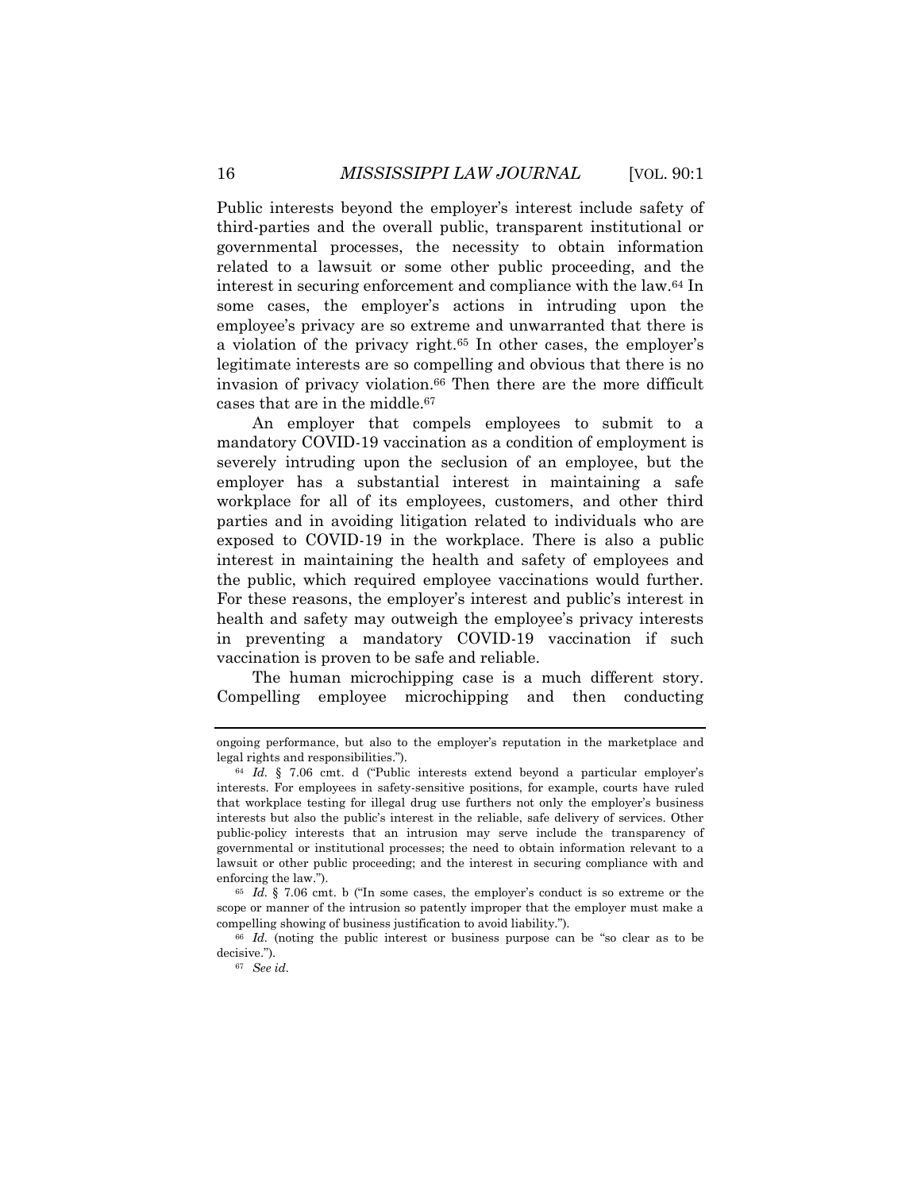Public interests beyond the employer's interest include safety of third-parties and the overall public, transparent institutional or governmental processes, the necessity to obtain information related to a lawsuit or some other public proceeding, and the interest in securing enforcement and compliance with the law.[64] In some cases, the employer's actions in intruding upon the employee's privacy are so extreme and unwarranted that there is a violation of the privacy right.[65] In other cases, the employer's legitimate interests are so compelling and obvious that there is no invasion of privacy violation.[66] Then there are the more difficult cases that are in the middle.[67]

An employer that compels employees to submit to a mandatory COVID-19 vaccination as a condition of employment is severely intruding upon the seclusion of an employee, but the employer has a substantial interest in maintaining a safe workplace for all of its employees, customers, and other third parties and in avoiding litigation related to individuals who are exposed to COVID-19 in the workplace. There is also a public interest in maintaining the health and safety of employees and the public, which required employee vaccinations would further. For these reasons, the employer's interest and public's interest in health and safety may outweigh the employee's privacy interests in preventing a mandatory COVID-19 vaccination if such vaccination is proven to be safe and reliable.

The human microchipping case is a much different story. Compelling employee microchipping and then conducting

---

ongoing performance, but also to the employer's reputation in the marketplace and legal rights and responsibilities.").

[64] *Id.* § 7.06 cmt. d ("Public interests extend beyond a particular employer's interests. For employees in safety-sensitive positions, for example, courts have ruled that workplace testing for illegal drug use furthers not only the employer's business interests but also the public's interest in the reliable, safe delivery of services. Other public-policy interests that an intrusion may serve include the transparency of governmental or institutional processes; the need to obtain information relevant to a lawsuit or other public proceeding; and the interest in securing compliance with and enforcing the law.").

[65] *Id.* § 7.06 cmt. b ("In some cases, the employer's conduct is so extreme or the scope or manner of the intrusion so patently improper that the employer must make a compelling showing of business justification to avoid liability.").

[66] *Id.* (noting the public interest or business purpose can be "so clear as to be decisive.").

[67] *See id.*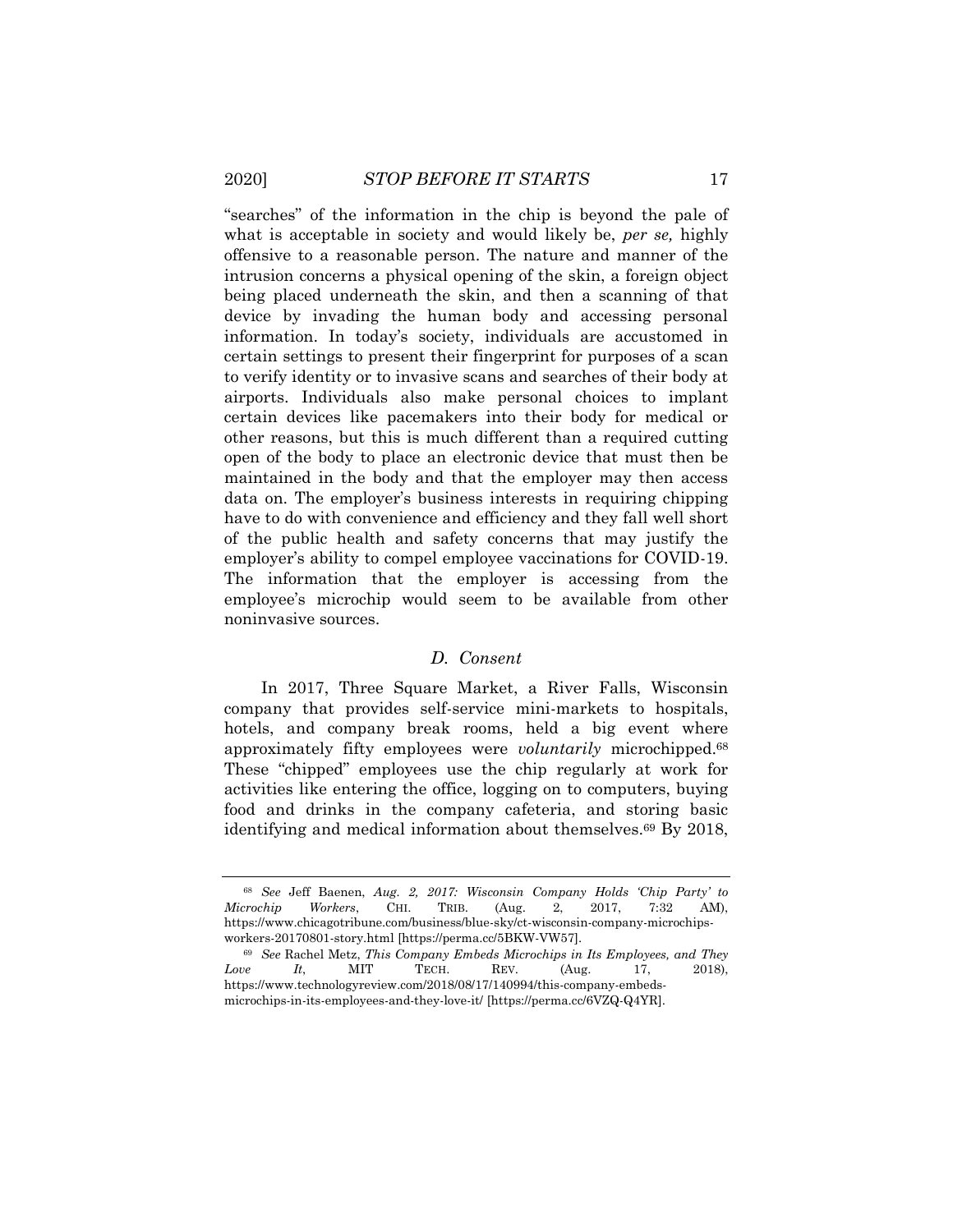"searches" of the information in the chip is beyond the pale of what is acceptable in society and would likely be, *per se,* highly offensive to a reasonable person. The nature and manner of the intrusion concerns a physical opening of the skin, a foreign object being placed underneath the skin, and then a scanning of that device by invading the human body and accessing personal information. In today's society, individuals are accustomed in certain settings to present their fingerprint for purposes of a scan to verify identity or to invasive scans and searches of their body at airports. Individuals also make personal choices to implant certain devices like pacemakers into their body for medical or other reasons, but this is much different than a required cutting open of the body to place an electronic device that must then be maintained in the body and that the employer may then access data on. The employer's business interests in requiring chipping have to do with convenience and efficiency and they fall well short of the public health and safety concerns that may justify the employer's ability to compel employee vaccinations for COVID-19. The information that the employer is accessing from the employee's microchip would seem to be available from other noninvasive sources.

### *D. Consent*

In 2017, Three Square Market, a River Falls, Wisconsin company that provides self-service mini-markets to hospitals, hotels, and company break rooms, held a big event where approximately fifty employees were *voluntarily* microchipped.[68] These "chipped" employees use the chip regularly at work for activities like entering the office, logging on to computers, buying food and drinks in the company cafeteria, and storing basic identifying and medical information about themselves.[69] By 2018,

---

[68] *See* Jeff Baenen, *Aug. 2, 2017: Wisconsin Company Holds 'Chip Party' to Microchip Workers*, CHI. TRIB. (Aug. 2, 2017, 7:32 AM), https://www.chicagotribune.com/business/blue-sky/ct-wisconsin-company-microchips-workers-20170801-story.html [https://perma.cc/5BKW-VW57].

[69] *See* Rachel Metz, *This Company Embeds Microchips in Its Employees, and They Love It*, MIT TECH. REV. (Aug. 17, 2018), https://www.technologyreview.com/2018/08/17/140994/this-company-embeds-microchips-in-its-employees-and-they-love-it/ [https://perma.cc/6VZQ-Q4YR].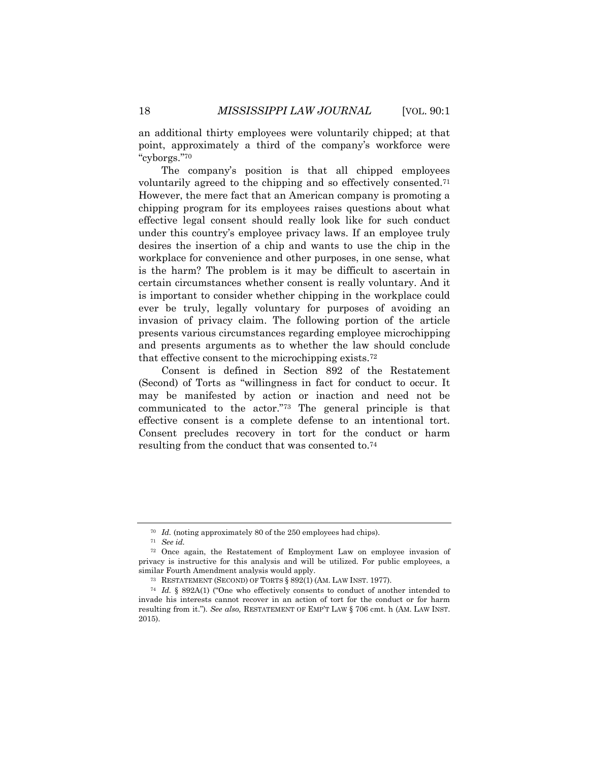an additional thirty employees were voluntarily chipped; at that point, approximately a third of the company's workforce were "cyborgs."[70]

The company's position is that all chipped employees voluntarily agreed to the chipping and so effectively consented.[71] However, the mere fact that an American company is promoting a chipping program for its employees raises questions about what effective legal consent should really look like for such conduct under this country's employee privacy laws. If an employee truly desires the insertion of a chip and wants to use the chip in the workplace for convenience and other purposes, in one sense, what is the harm? The problem is it may be difficult to ascertain in certain circumstances whether consent is really voluntary. And it is important to consider whether chipping in the workplace could ever be truly, legally voluntary for purposes of avoiding an invasion of privacy claim. The following portion of the article presents various circumstances regarding employee microchipping and presents arguments as to whether the law should conclude that effective consent to the microchipping exists.[72]

Consent is defined in Section 892 of the Restatement (Second) of Torts as "willingness in fact for conduct to occur. It may be manifested by action or inaction and need not be communicated to the actor."[73] The general principle is that effective consent is a complete defense to an intentional tort. Consent precludes recovery in tort for the conduct or harm resulting from the conduct that was consented to.[74]

---

[70] *Id.* (noting approximately 80 of the 250 employees had chips).

[71] *See id.*

[72] Once again, the Restatement of Employment Law on employee invasion of privacy is instructive for this analysis and will be utilized. For public employees, a similar Fourth Amendment analysis would apply.

[73] RESTATEMENT (SECOND) OF TORTS § 892(1) (AM. LAW INST. 1977).

[74] *Id.* § 892A(1) ("One who effectively consents to conduct of another intended to invade his interests cannot recover in an action of tort for the conduct or for harm resulting from it."). *See also,* RESTATEMENT OF EMP'T LAW § 706 cmt. h (AM. LAW INST. 2015).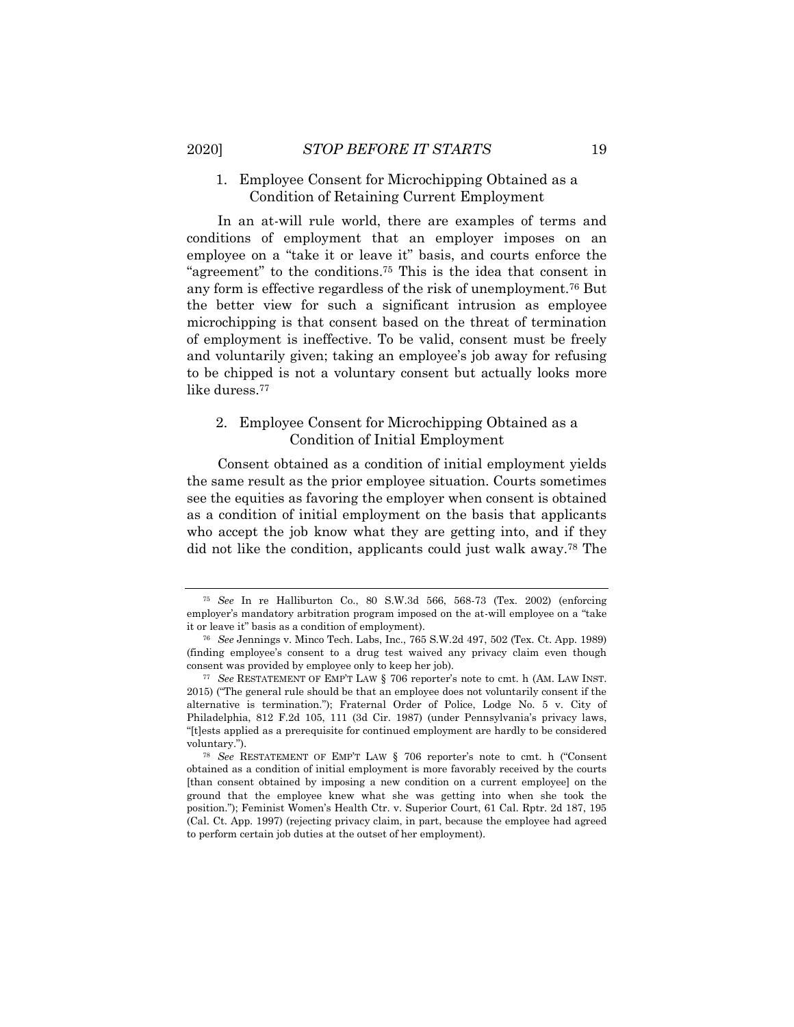### 1. Employee Consent for Microchipping Obtained as a Condition of Retaining Current Employment

In an at-will rule world, there are examples of terms and conditions of employment that an employer imposes on an employee on a "take it or leave it" basis, and courts enforce the "agreement" to the conditions.[75] This is the idea that consent in any form is effective regardless of the risk of unemployment.[76] But the better view for such a significant intrusion as employee microchipping is that consent based on the threat of termination of employment is ineffective. To be valid, consent must be freely and voluntarily given; taking an employee's job away for refusing to be chipped is not a voluntary consent but actually looks more like duress.[77]

### 2. Employee Consent for Microchipping Obtained as a Condition of Initial Employment

Consent obtained as a condition of initial employment yields the same result as the prior employee situation. Courts sometimes see the equities as favoring the employer when consent is obtained as a condition of initial employment on the basis that applicants who accept the job know what they are getting into, and if they did not like the condition, applicants could just walk away.[78] The

---

[75] *See* In re Halliburton Co., 80 S.W.3d 566, 568-73 (Tex. 2002) (enforcing employer's mandatory arbitration program imposed on the at-will employee on a "take it or leave it" basis as a condition of employment).

[76] *See* Jennings v. Minco Tech. Labs, Inc., 765 S.W.2d 497, 502 (Tex. Ct. App. 1989) (finding employee's consent to a drug test waived any privacy claim even though consent was provided by employee only to keep her job).

[77] *See* RESTATEMENT OF EMP'T LAW § 706 reporter's note to cmt. h (AM. LAW INST. 2015) ("The general rule should be that an employee does not voluntarily consent if the alternative is termination."); Fraternal Order of Police, Lodge No. 5 v. City of Philadelphia, 812 F.2d 105, 111 (3d Cir. 1987) (under Pennsylvania's privacy laws, "[t]ests applied as a prerequisite for continued employment are hardly to be considered voluntary.").

[78] *See* RESTATEMENT OF EMP'T LAW § 706 reporter's note to cmt. h ("Consent obtained as a condition of initial employment is more favorably received by the courts [than consent obtained by imposing a new condition on a current employee] on the ground that the employee knew what she was getting into when she took the position."); Feminist Women's Health Ctr. v. Superior Court, 61 Cal. Rptr. 2d 187, 195 (Cal. Ct. App. 1997) (rejecting privacy claim, in part, because the employee had agreed to perform certain job duties at the outset of her employment).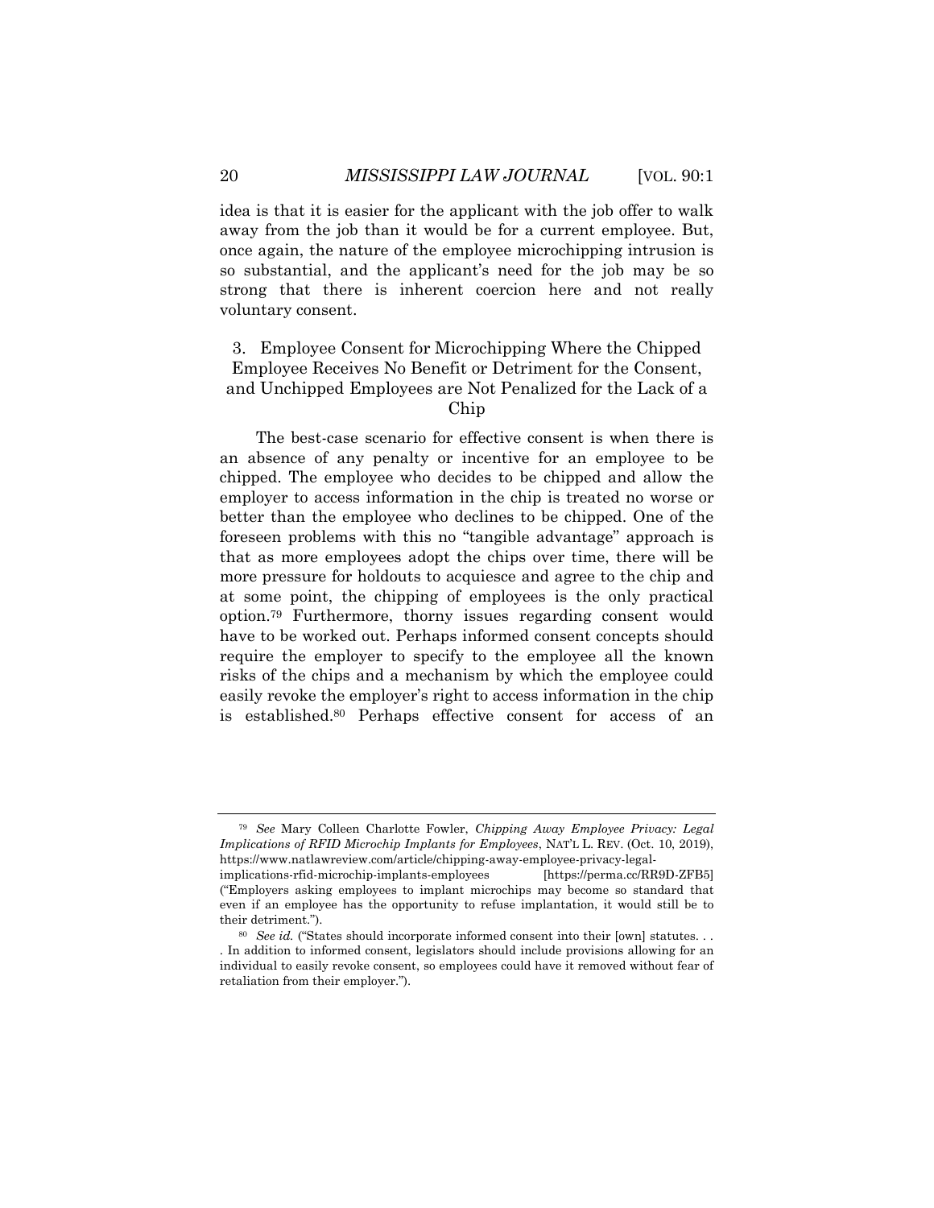idea is that it is easier for the applicant with the job offer to walk away from the job than it would be for a current employee. But, once again, the nature of the employee microchipping intrusion is so substantial, and the applicant's need for the job may be so strong that there is inherent coercion here and not really voluntary consent.

### 3. Employee Consent for Microchipping Where the Chipped Employee Receives No Benefit or Detriment for the Consent, and Unchipped Employees are Not Penalized for the Lack of a Chip

The best-case scenario for effective consent is when there is an absence of any penalty or incentive for an employee to be chipped. The employee who decides to be chipped and allow the employer to access information in the chip is treated no worse or better than the employee who declines to be chipped. One of the foreseen problems with this no "tangible advantage" approach is that as more employees adopt the chips over time, there will be more pressure for holdouts to acquiesce and agree to the chip and at some point, the chipping of employees is the only practical option.[79] Furthermore, thorny issues regarding consent would have to be worked out. Perhaps informed consent concepts should require the employer to specify to the employee all the known risks of the chips and a mechanism by which the employee could easily revoke the employer's right to access information in the chip is established.[80] Perhaps effective consent for access of an

---

[79] *See* Mary Colleen Charlotte Fowler, *Chipping Away Employee Privacy: Legal Implications of RFID Microchip Implants for Employees*, NAT'L L. REV. (Oct. 10, 2019), https://www.natlawreview.com/article/chipping-away-employee-privacy-legal-implications-rfid-microchip-implants-employees [https://perma.cc/RR9D-ZFB5] ("Employers asking employees to implant microchips may become so standard that even if an employee has the opportunity to refuse implantation, it would still be to their detriment.").

[80] *See id.* ("States should incorporate informed consent into their [own] statutes. . . . In addition to informed consent, legislators should include provisions allowing for an individual to easily revoke consent, so employees could have it removed without fear of retaliation from their employer.").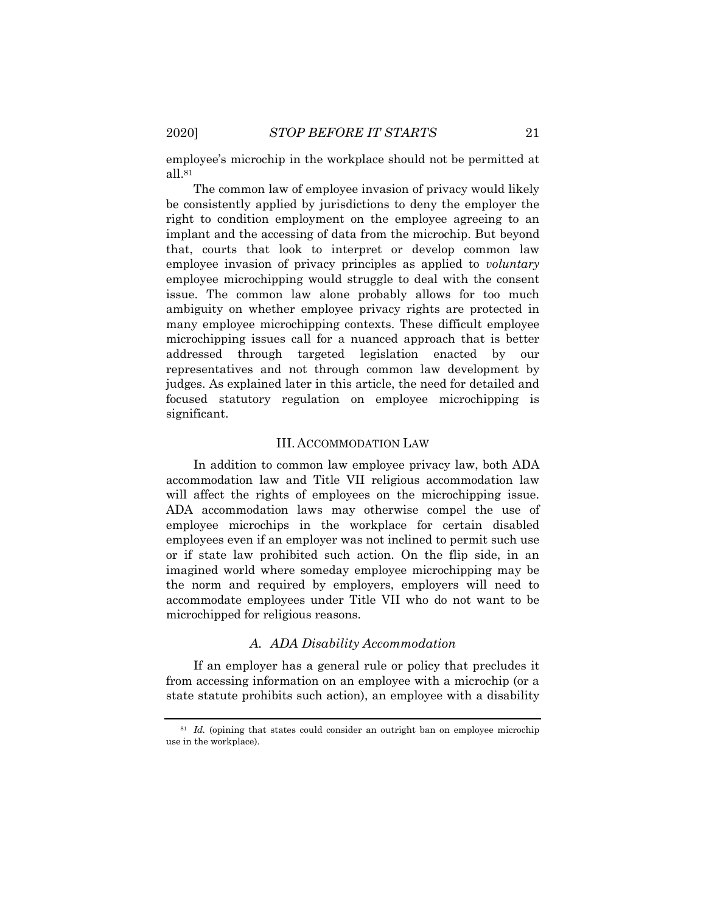employee's microchip in the workplace should not be permitted at all.[81]

The common law of employee invasion of privacy would likely be consistently applied by jurisdictions to deny the employer the right to condition employment on the employee agreeing to an implant and the accessing of data from the microchip. But beyond that, courts that look to interpret or develop common law employee invasion of privacy principles as applied to *voluntary* employee microchipping would struggle to deal with the consent issue. The common law alone probably allows for too much ambiguity on whether employee privacy rights are protected in many employee microchipping contexts. These difficult employee microchipping issues call for a nuanced approach that is better addressed through targeted legislation enacted by our representatives and not through common law development by judges. As explained later in this article, the need for detailed and focused statutory regulation on employee microchipping is significant.

## III. ACCOMMODATION LAW

In addition to common law employee privacy law, both ADA accommodation law and Title VII religious accommodation law will affect the rights of employees on the microchipping issue. ADA accommodation laws may otherwise compel the use of employee microchips in the workplace for certain disabled employees even if an employer was not inclined to permit such use or if state law prohibited such action. On the flip side, in an imagined world where someday employee microchipping may be the norm and required by employers, employers will need to accommodate employees under Title VII who do not want to be microchipped for religious reasons.

### *A. ADA Disability Accommodation*

If an employer has a general rule or policy that precludes it from accessing information on an employee with a microchip (or a state statute prohibits such action), an employee with a disability

[81] *Id.* (opining that states could consider an outright ban on employee microchip use in the workplace).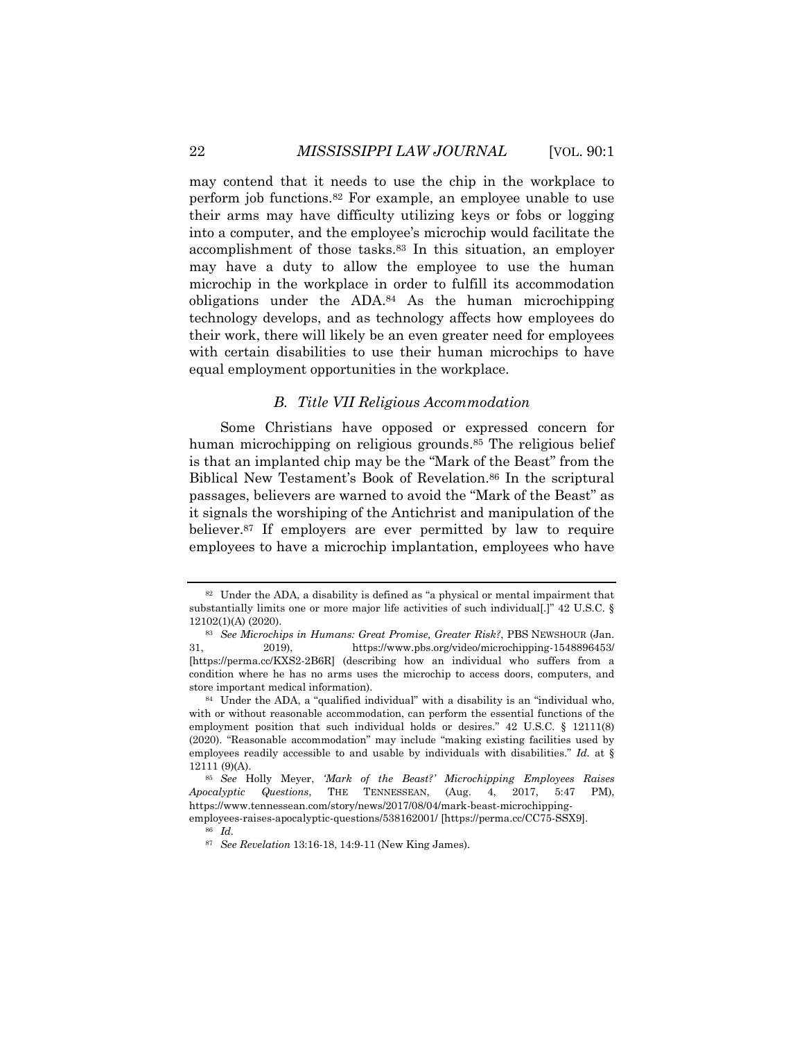may contend that it needs to use the chip in the workplace to perform job functions.[82] For example, an employee unable to use their arms may have difficulty utilizing keys or fobs or logging into a computer, and the employee's microchip would facilitate the accomplishment of those tasks.[83] In this situation, an employer may have a duty to allow the employee to use the human microchip in the workplace in order to fulfill its accommodation obligations under the ADA.[84] As the human microchipping technology develops, and as technology affects how employees do their work, there will likely be an even greater need for employees with certain disabilities to use their human microchips to have equal employment opportunities in the workplace.

### *B. Title VII Religious Accommodation*

Some Christians have opposed or expressed concern for human microchipping on religious grounds.[85] The religious belief is that an implanted chip may be the "Mark of the Beast" from the Biblical New Testament's Book of Revelation.[86] In the scriptural passages, believers are warned to avoid the "Mark of the Beast" as it signals the worshiping of the Antichrist and manipulation of the believer.[87] If employers are ever permitted by law to require employees to have a microchip implantation, employees who have

---

[82] Under the ADA, a disability is defined as "a physical or mental impairment that substantially limits one or more major life activities of such individual[.]" 42 U.S.C. § 12102(1)(A) (2020).

[83] *See Microchips in Humans: Great Promise, Greater Risk?*, PBS NEWSHOUR (Jan. 31, 2019), https://www.pbs.org/video/microchipping-1548896453/ [https://perma.cc/KXS2-2B6R] (describing how an individual who suffers from a condition where he has no arms uses the microchip to access doors, computers, and store important medical information).

[84] Under the ADA, a "qualified individual" with a disability is an "individual who, with or without reasonable accommodation, can perform the essential functions of the employment position that such individual holds or desires." 42 U.S.C. § 12111(8) (2020). "Reasonable accommodation" may include "making existing facilities used by employees readily accessible to and usable by individuals with disabilities." *Id.* at § 12111 (9)(A).

[85] *See* Holly Meyer, *'Mark of the Beast?' Microchipping Employees Raises Apocalyptic Questions*, THE TENNESSEAN, (Aug. 4, 2017, 5:47 PM), https://www.tennessean.com/story/news/2017/08/04/mark-beast-microchipping-employees-raises-apocalyptic-questions/538162001/ [https://perma.cc/CC75-SSX9].

[86] *Id.*

[87] *See Revelation* 13:16-18, 14:9-11 (New King James).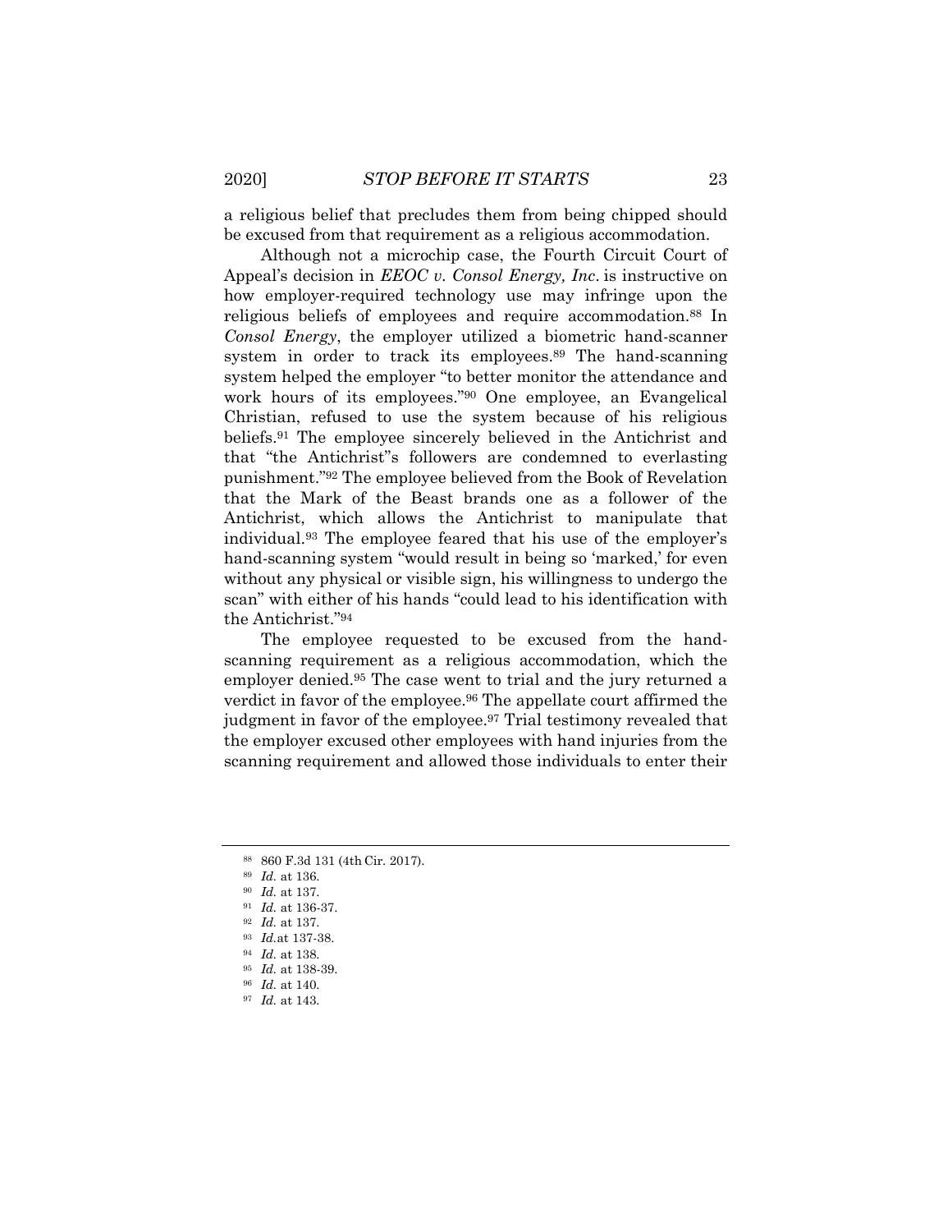a religious belief that precludes them from being chipped should be excused from that requirement as a religious accommodation.

Although not a microchip case, the Fourth Circuit Court of Appeal's decision in *EEOC v. Consol Energy, Inc*. is instructive on how employer-required technology use may infringe upon the religious beliefs of employees and require accommodation.[88] In *Consol Energy*, the employer utilized a biometric hand-scanner system in order to track its employees.[89] The hand-scanning system helped the employer "to better monitor the attendance and work hours of its employees."[90] One employee, an Evangelical Christian, refused to use the system because of his religious beliefs.[91] The employee sincerely believed in the Antichrist and that "the Antichrist"s followers are condemned to everlasting punishment."[92] The employee believed from the Book of Revelation that the Mark of the Beast brands one as a follower of the Antichrist, which allows the Antichrist to manipulate that individual.[93] The employee feared that his use of the employer's hand-scanning system "would result in being so 'marked,' for even without any physical or visible sign, his willingness to undergo the scan" with either of his hands "could lead to his identification with the Antichrist."[94]

The employee requested to be excused from the hand-scanning requirement as a religious accommodation, which the employer denied.[95] The case went to trial and the jury returned a verdict in favor of the employee.[96] The appellate court affirmed the judgment in favor of the employee.[97] Trial testimony revealed that the employer excused other employees with hand injuries from the scanning requirement and allowed those individuals to enter their

---

[88] 860 F.3d 131 (4th Cir. 2017).

[89] *Id.* at 136.

[90] *Id.* at 137.

[91] *Id.* at 136-37.

[92] *Id.* at 137.

[93] *Id.*at 137-38.

[94] *Id.* at 138.

[95] *Id.* at 138-39.

[96] *Id.* at 140.

[97] *Id.* at 143.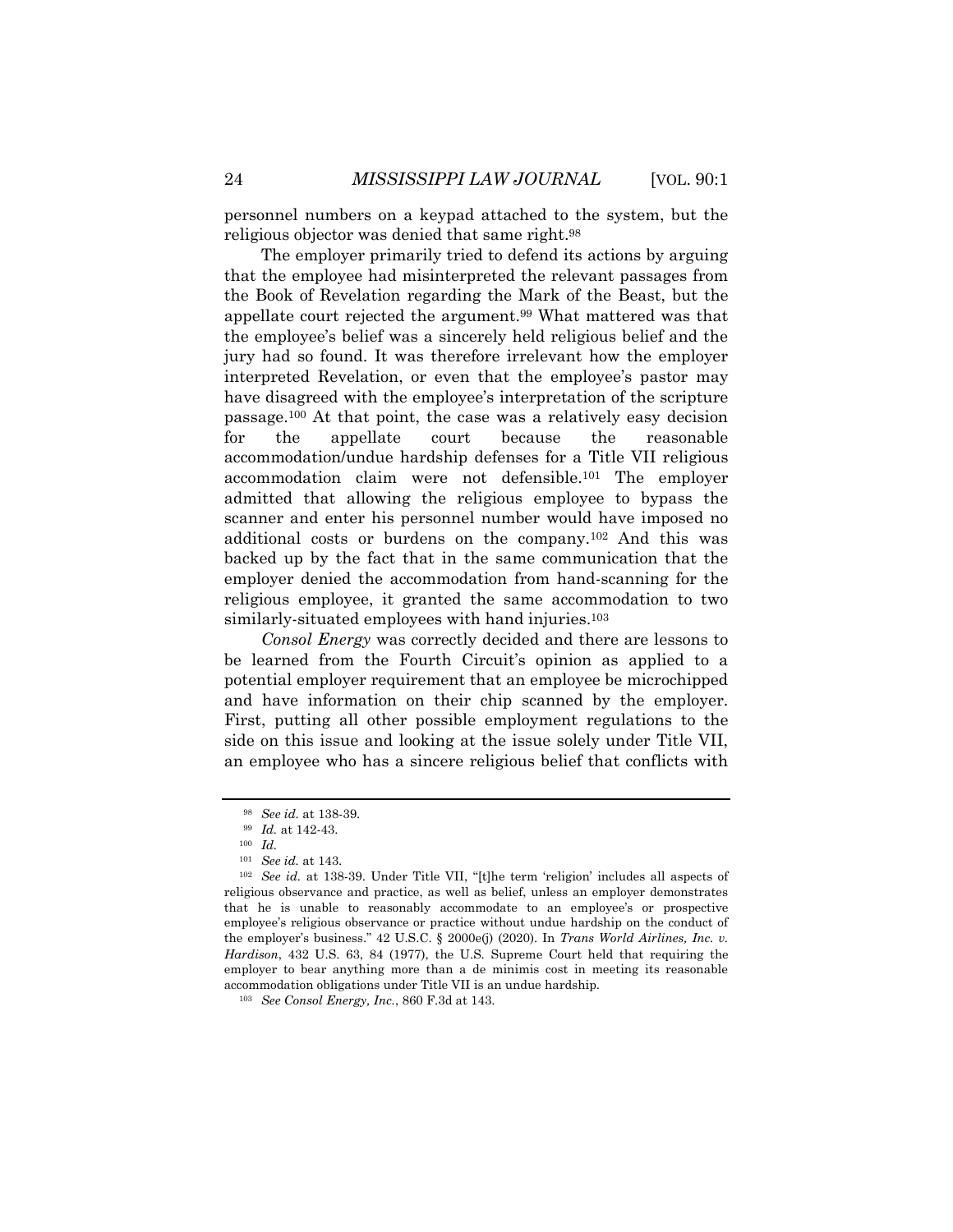personnel numbers on a keypad attached to the system, but the religious objector was denied that same right.[98]

The employer primarily tried to defend its actions by arguing that the employee had misinterpreted the relevant passages from the Book of Revelation regarding the Mark of the Beast, but the appellate court rejected the argument.[99] What mattered was that the employee's belief was a sincerely held religious belief and the jury had so found. It was therefore irrelevant how the employer interpreted Revelation, or even that the employee's pastor may have disagreed with the employee's interpretation of the scripture passage.[100] At that point, the case was a relatively easy decision for the appellate court because the reasonable accommodation/undue hardship defenses for a Title VII religious accommodation claim were not defensible.[101] The employer admitted that allowing the religious employee to bypass the scanner and enter his personnel number would have imposed no additional costs or burdens on the company.[102] And this was backed up by the fact that in the same communication that the employer denied the accommodation from hand-scanning for the religious employee, it granted the same accommodation to two similarly-situated employees with hand injuries.[103]

*Consol Energy* was correctly decided and there are lessons to be learned from the Fourth Circuit's opinion as applied to a potential employer requirement that an employee be microchipped and have information on their chip scanned by the employer. First, putting all other possible employment regulations to the side on this issue and looking at the issue solely under Title VII, an employee who has a sincere religious belief that conflicts with

---

[98] *See id.* at 138-39.

[99] *Id.* at 142-43.

[100] *Id.*

[101] *See id.* at 143.

[102] *See id.* at 138-39. Under Title VII, "[t]he term 'religion' includes all aspects of religious observance and practice, as well as belief, unless an employer demonstrates that he is unable to reasonably accommodate to an employee's or prospective employee's religious observance or practice without undue hardship on the conduct of the employer's business." 42 U.S.C. § 2000e(j) (2020). In *Trans World Airlines, Inc. v. Hardison*, 432 U.S. 63, 84 (1977), the U.S. Supreme Court held that requiring the employer to bear anything more than a de minimis cost in meeting its reasonable accommodation obligations under Title VII is an undue hardship.

[103] *See Consol Energy, Inc.*, 860 F.3d at 143.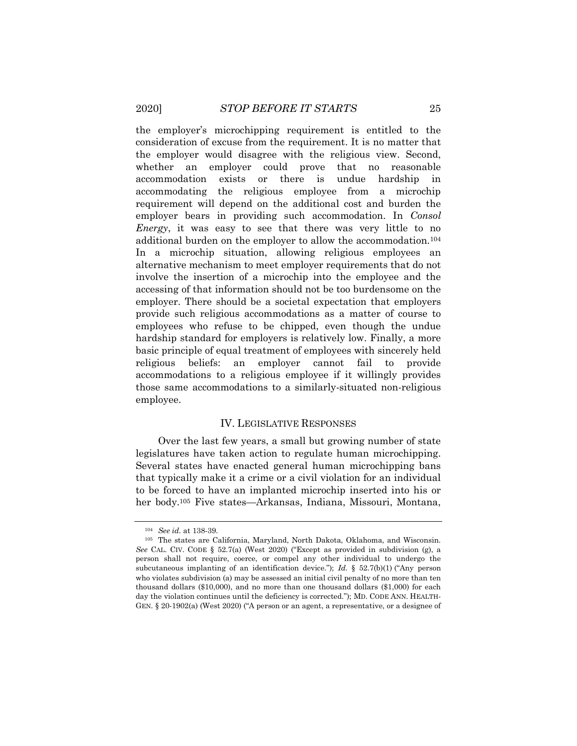the employer's microchipping requirement is entitled to the consideration of excuse from the requirement. It is no matter that the employer would disagree with the religious view. Second, whether an employer could prove that no reasonable accommodation exists or there is undue hardship in accommodating the religious employee from a microchip requirement will depend on the additional cost and burden the employer bears in providing such accommodation. In *Consol Energy*, it was easy to see that there was very little to no additional burden on the employer to allow the accommodation.[104] In a microchip situation, allowing religious employees an alternative mechanism to meet employer requirements that do not involve the insertion of a microchip into the employee and the accessing of that information should not be too burdensome on the employer. There should be a societal expectation that employers provide such religious accommodations as a matter of course to employees who refuse to be chipped, even though the undue hardship standard for employers is relatively low. Finally, a more basic principle of equal treatment of employees with sincerely held religious beliefs: an employer cannot fail to provide accommodations to a religious employee if it willingly provides those same accommodations to a similarly-situated non-religious employee.

## IV. LEGISLATIVE RESPONSES

Over the last few years, a small but growing number of state legislatures have taken action to regulate human microchipping. Several states have enacted general human microchipping bans that typically make it a crime or a civil violation for an individual to be forced to have an implanted microchip inserted into his or her body.[105] Five states—Arkansas, Indiana, Missouri, Montana,

---

[104] *See id.* at 138-39.

[105] The states are California, Maryland, North Dakota, Oklahoma, and Wisconsin. *See* CAL. CIV. CODE § 52.7(a) (West 2020) ("Except as provided in subdivision (g), a person shall not require, coerce, or compel any other individual to undergo the subcutaneous implanting of an identification device."); *Id.* § 52.7(b)(1) ("Any person who violates subdivision (a) may be assessed an initial civil penalty of no more than ten thousand dollars ($10,000), and no more than one thousand dollars ($1,000) for each day the violation continues until the deficiency is corrected."); MD. CODE ANN. HEALTH-GEN. § 20-1902(a) (West 2020) ("A person or an agent, a representative, or a designee of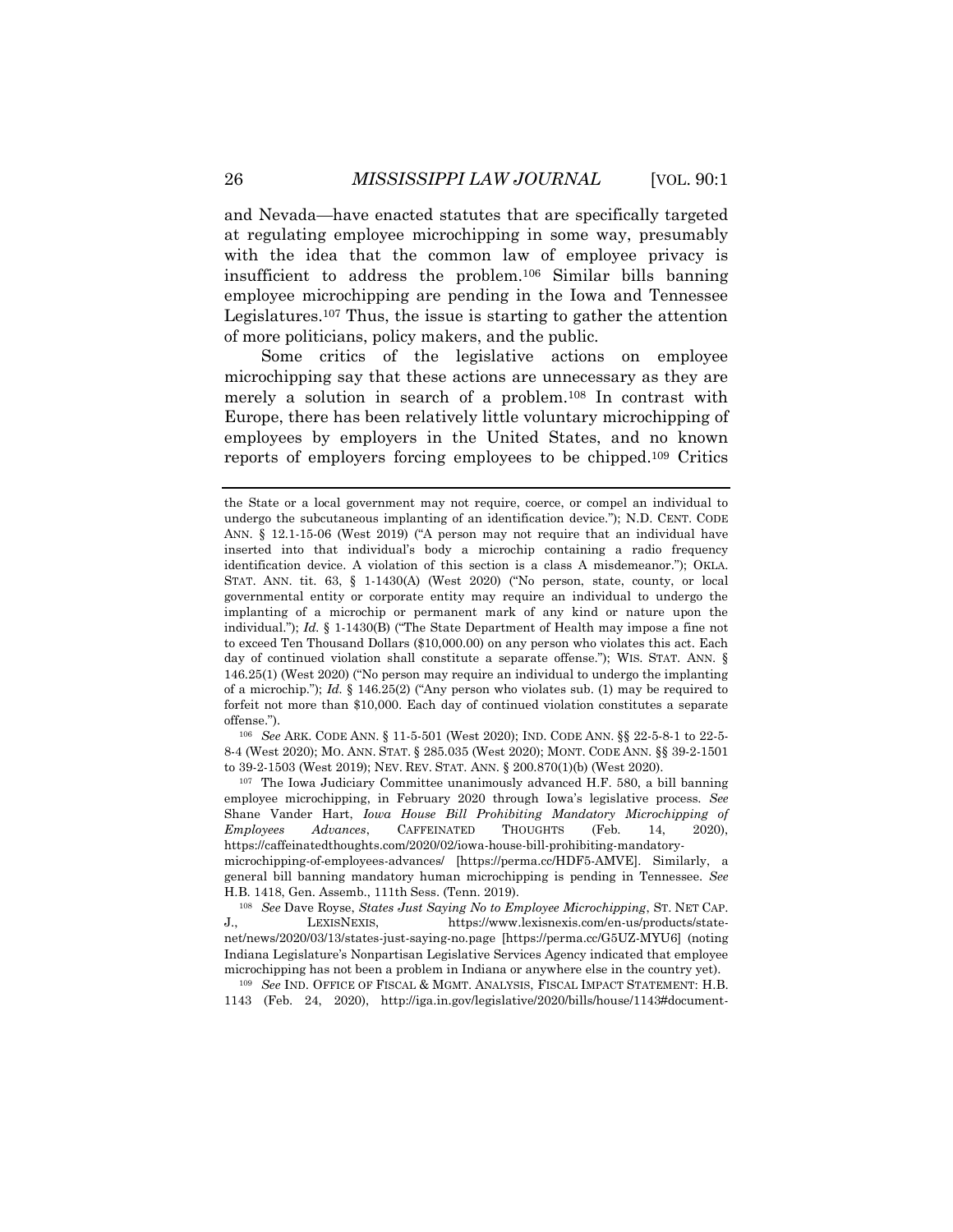and Nevada—have enacted statutes that are specifically targeted at regulating employee microchipping in some way, presumably with the idea that the common law of employee privacy is insufficient to address the problem.[106] Similar bills banning employee microchipping are pending in the Iowa and Tennessee Legislatures.[107] Thus, the issue is starting to gather the attention of more politicians, policy makers, and the public.

Some critics of the legislative actions on employee microchipping say that these actions are unnecessary as they are merely a solution in search of a problem.[108] In contrast with Europe, there has been relatively little voluntary microchipping of employees by employers in the United States, and no known reports of employers forcing employees to be chipped.[109] Critics

---

the State or a local government may not require, coerce, or compel an individual to undergo the subcutaneous implanting of an identification device."); N.D. CENT. CODE ANN. § 12.1-15-06 (West 2019) ("A person may not require that an individual have inserted into that individual's body a microchip containing a radio frequency identification device. A violation of this section is a class A misdemeanor."); OKLA. STAT. ANN. tit. 63, § 1-1430(A) (West 2020) ("No person, state, county, or local governmental entity or corporate entity may require an individual to undergo the implanting of a microchip or permanent mark of any kind or nature upon the individual."); *Id.* § 1-1430(B) ("The State Department of Health may impose a fine not to exceed Ten Thousand Dollars ($10,000.00) on any person who violates this act. Each day of continued violation shall constitute a separate offense."); WIS. STAT. ANN. § 146.25(1) (West 2020) ("No person may require an individual to undergo the implanting of a microchip."); *Id.* § 146.25(2) ("Any person who violates sub. (1) may be required to forfeit not more than $10,000. Each day of continued violation constitutes a separate offense.").

[106] *See* ARK. CODE ANN. § 11-5-501 (West 2020); IND. CODE ANN. §§ 22-5-8-1 to 22-5-8-4 (West 2020); MO. ANN. STAT. § 285.035 (West 2020); MONT. CODE ANN. §§ 39-2-1501 to 39-2-1503 (West 2019); NEV. REV. STAT. ANN. § 200.870(1)(b) (West 2020).

[107] The Iowa Judiciary Committee unanimously advanced H.F. 580, a bill banning employee microchipping, in February 2020 through Iowa's legislative process. *See* Shane Vander Hart, *Iowa House Bill Prohibiting Mandatory Microchipping of Employees Advances*, CAFFEINATED THOUGHTS (Feb. 14, 2020), https://caffeinatedthoughts.com/2020/02/iowa-house-bill-prohibiting-mandatory-microchipping-of-employees-advances/ [https://perma.cc/HDF5-AMVE]. Similarly, a general bill banning mandatory human microchipping is pending in Tennessee. *See* H.B. 1418, Gen. Assemb., 111th Sess. (Tenn. 2019).

[108] *See* Dave Royse, *States Just Saying No to Employee Microchipping*, ST. NET CAP. J., LEXISNEXIS, https://www.lexisnexis.com/en-us/products/state-net/news/2020/03/13/states-just-saying-no.page [https://perma.cc/G5UZ-MYU6] (noting Indiana Legislature's Nonpartisan Legislative Services Agency indicated that employee microchipping has not been a problem in Indiana or anywhere else in the country yet).

[109] *See* IND. OFFICE OF FISCAL & MGMT. ANALYSIS, FISCAL IMPACT STATEMENT: H.B. 1143 (Feb. 24, 2020), http://iga.in.gov/legislative/2020/bills/house/1143#document-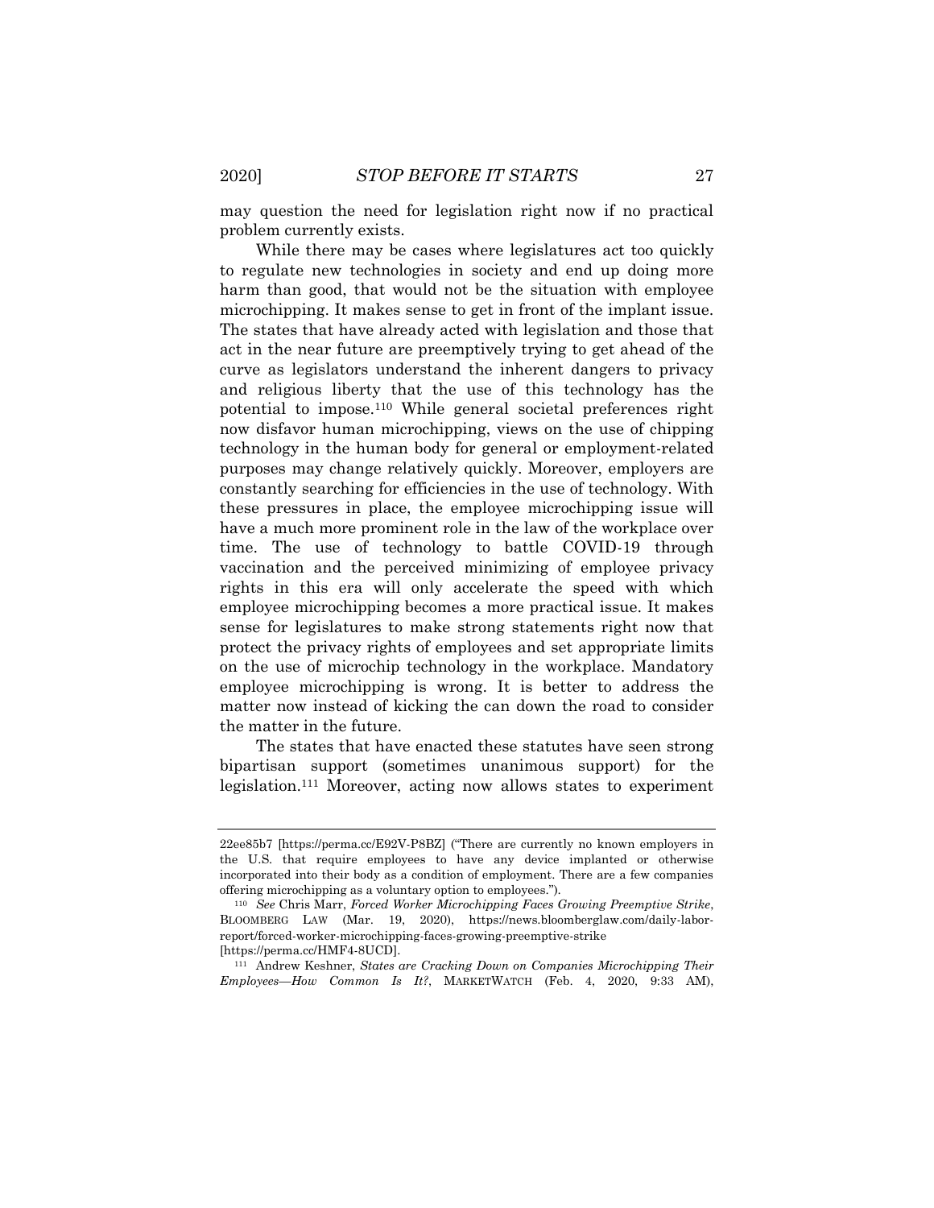may question the need for legislation right now if no practical problem currently exists.

While there may be cases where legislatures act too quickly to regulate new technologies in society and end up doing more harm than good, that would not be the situation with employee microchipping. It makes sense to get in front of the implant issue. The states that have already acted with legislation and those that act in the near future are preemptively trying to get ahead of the curve as legislators understand the inherent dangers to privacy and religious liberty that the use of this technology has the potential to impose.[110] While general societal preferences right now disfavor human microchipping, views on the use of chipping technology in the human body for general or employment-related purposes may change relatively quickly. Moreover, employers are constantly searching for efficiencies in the use of technology. With these pressures in place, the employee microchipping issue will have a much more prominent role in the law of the workplace over time. The use of technology to battle COVID-19 through vaccination and the perceived minimizing of employee privacy rights in this era will only accelerate the speed with which employee microchipping becomes a more practical issue. It makes sense for legislatures to make strong statements right now that protect the privacy rights of employees and set appropriate limits on the use of microchip technology in the workplace. Mandatory employee microchipping is wrong. It is better to address the matter now instead of kicking the can down the road to consider the matter in the future.

The states that have enacted these statutes have seen strong bipartisan support (sometimes unanimous support) for the legislation.[111] Moreover, acting now allows states to experiment

---

22ee85b7 [https://perma.cc/E92V-P8BZ] ("There are currently no known employers in the U.S. that require employees to have any device implanted or otherwise incorporated into their body as a condition of employment. There are a few companies offering microchipping as a voluntary option to employees.").

[110] *See* Chris Marr, *Forced Worker Microchipping Faces Growing Preemptive Strike*, BLOOMBERG LAW (Mar. 19, 2020), https://news.bloomberglaw.com/daily-labor-report/forced-worker-microchipping-faces-growing-preemptive-strike [https://perma.cc/HMF4-8UCD].

[111] Andrew Keshner, *States are Cracking Down on Companies Microchipping Their Employees—How Common Is It?*, MARKETWATCH (Feb. 4, 2020, 9:33 AM),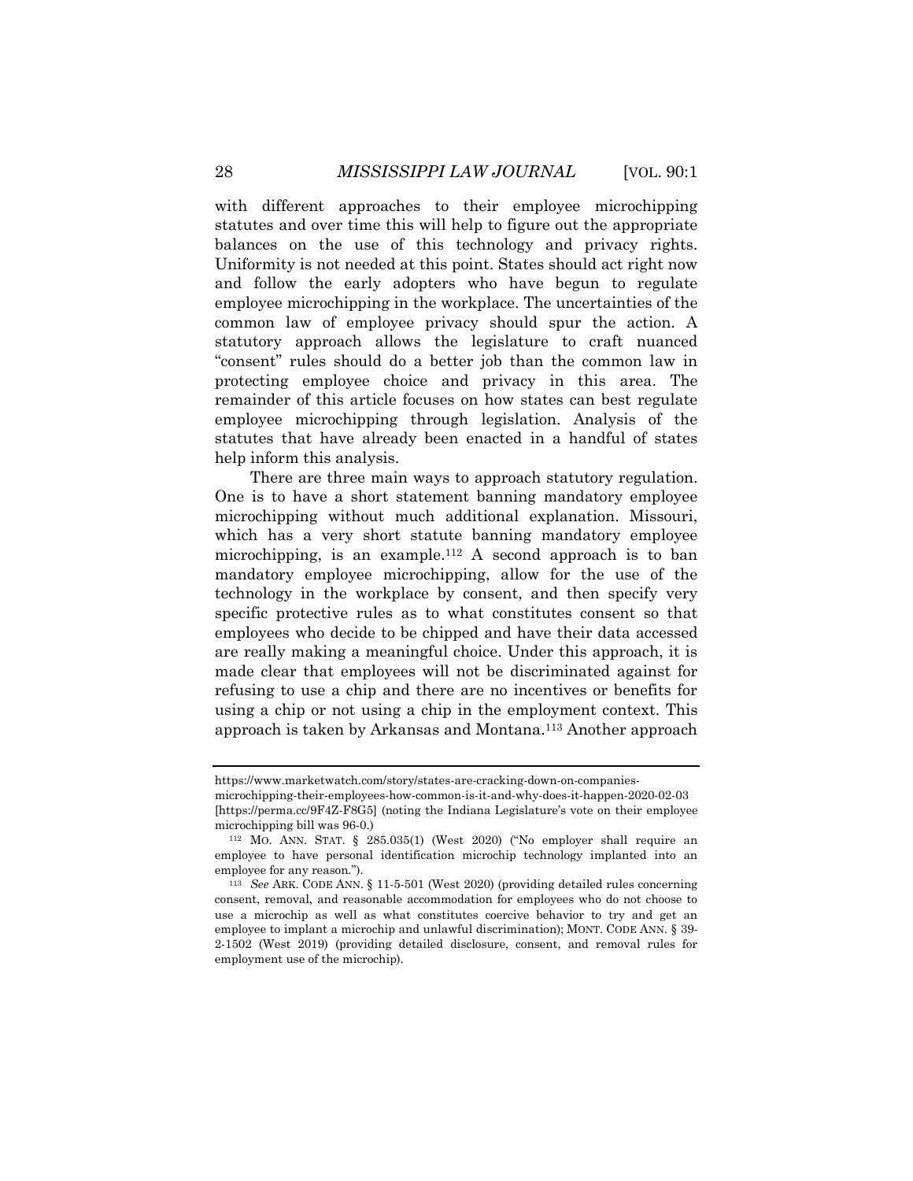with different approaches to their employee microchipping statutes and over time this will help to figure out the appropriate balances on the use of this technology and privacy rights. Uniformity is not needed at this point. States should act right now and follow the early adopters who have begun to regulate employee microchipping in the workplace. The uncertainties of the common law of employee privacy should spur the action. A statutory approach allows the legislature to craft nuanced "consent" rules should do a better job than the common law in protecting employee choice and privacy in this area. The remainder of this article focuses on how states can best regulate employee microchipping through legislation. Analysis of the statutes that have already been enacted in a handful of states help inform this analysis.

There are three main ways to approach statutory regulation. One is to have a short statement banning mandatory employee microchipping without much additional explanation. Missouri, which has a very short statute banning mandatory employee microchipping, is an example.[112] A second approach is to ban mandatory employee microchipping, allow for the use of the technology in the workplace by consent, and then specify very specific protective rules as to what constitutes consent so that employees who decide to be chipped and have their data accessed are really making a meaningful choice. Under this approach, it is made clear that employees will not be discriminated against for refusing to use a chip and there are no incentives or benefits for using a chip or not using a chip in the employment context. This approach is taken by Arkansas and Montana.[113] Another approach

---

https://www.marketwatch.com/story/states-are-cracking-down-on-companies-microchipping-their-employees-how-common-is-it-and-why-does-it-happen-2020-02-03 [https://perma.cc/9F4Z-F8G5] (noting the Indiana Legislature's vote on their employee microchipping bill was 96-0.)

[112] MO. ANN. STAT. § 285.035(1) (West 2020) ("No employer shall require an employee to have personal identification microchip technology implanted into an employee for any reason.").

[113] *See* ARK. CODE ANN. § 11-5-501 (West 2020) (providing detailed rules concerning consent, removal, and reasonable accommodation for employees who do not choose to use a microchip as well as what constitutes coercive behavior to try and get an employee to implant a microchip and unlawful discrimination); MONT. CODE ANN. § 39-2-1502 (West 2019) (providing detailed disclosure, consent, and removal rules for employment use of the microchip).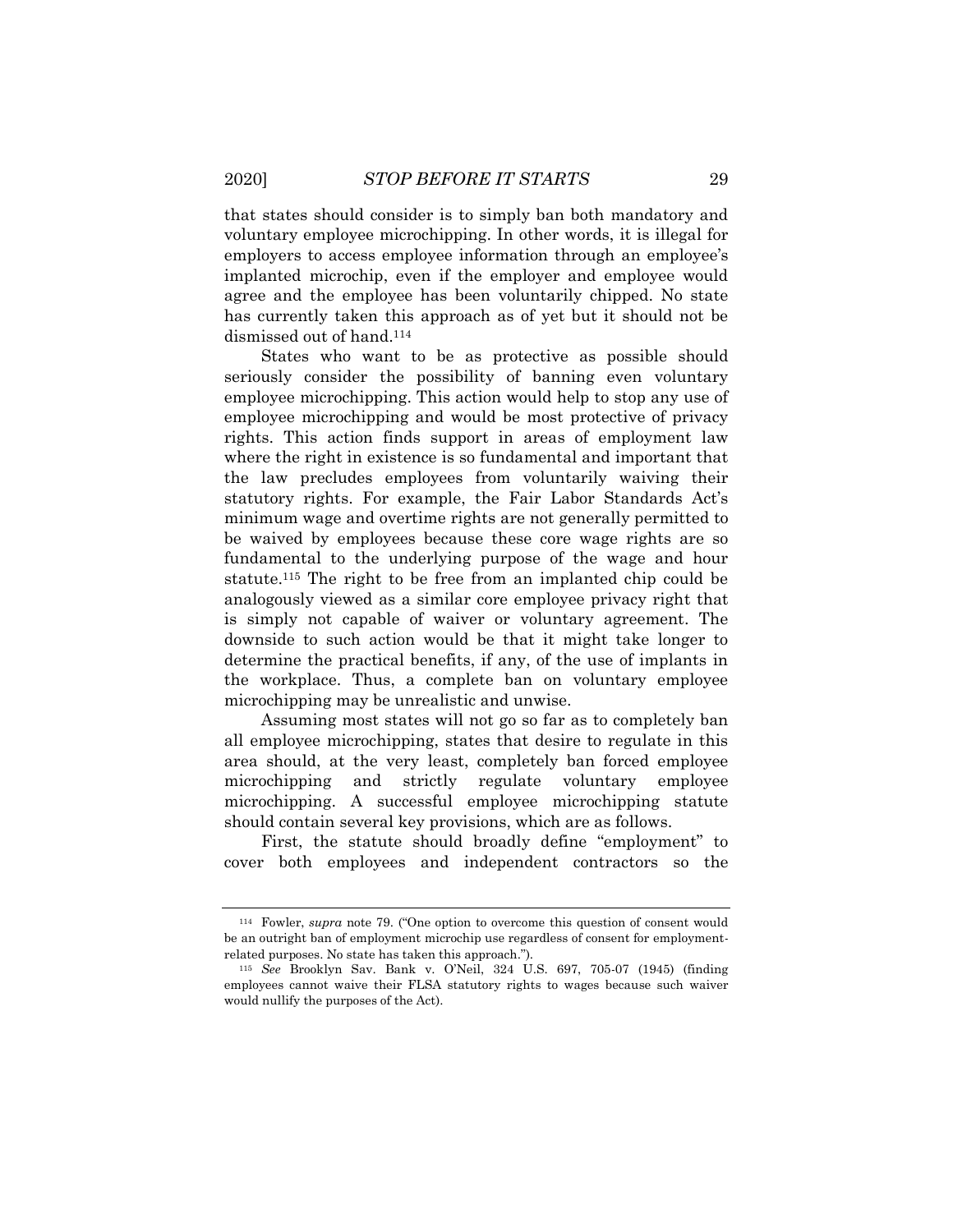that states should consider is to simply ban both mandatory and voluntary employee microchipping. In other words, it is illegal for employers to access employee information through an employee's implanted microchip, even if the employer and employee would agree and the employee has been voluntarily chipped. No state has currently taken this approach as of yet but it should not be dismissed out of hand.[114]

States who want to be as protective as possible should seriously consider the possibility of banning even voluntary employee microchipping. This action would help to stop any use of employee microchipping and would be most protective of privacy rights. This action finds support in areas of employment law where the right in existence is so fundamental and important that the law precludes employees from voluntarily waiving their statutory rights. For example, the Fair Labor Standards Act's minimum wage and overtime rights are not generally permitted to be waived by employees because these core wage rights are so fundamental to the underlying purpose of the wage and hour statute.[115] The right to be free from an implanted chip could be analogously viewed as a similar core employee privacy right that is simply not capable of waiver or voluntary agreement. The downside to such action would be that it might take longer to determine the practical benefits, if any, of the use of implants in the workplace. Thus, a complete ban on voluntary employee microchipping may be unrealistic and unwise.

Assuming most states will not go so far as to completely ban all employee microchipping, states that desire to regulate in this area should, at the very least, completely ban forced employee microchipping and strictly regulate voluntary employee microchipping. A successful employee microchipping statute should contain several key provisions, which are as follows.

First, the statute should broadly define "employment" to cover both employees and independent contractors so the

---

[114] Fowler, *supra* note 79. ("One option to overcome this question of consent would be an outright ban of employment microchip use regardless of consent for employment-related purposes. No state has taken this approach.").

[115] *See* Brooklyn Sav. Bank v. O'Neil, 324 U.S. 697, 705-07 (1945) (finding employees cannot waive their FLSA statutory rights to wages because such waiver would nullify the purposes of the Act).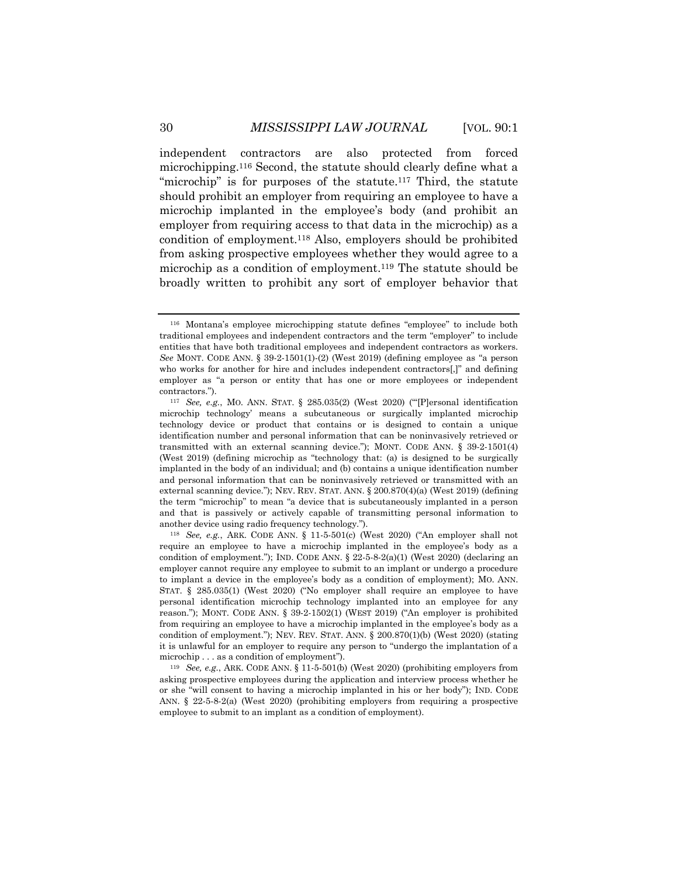independent contractors are also protected from forced microchipping.[116] Second, the statute should clearly define what a "microchip" is for purposes of the statute.[117] Third, the statute should prohibit an employer from requiring an employee to have a microchip implanted in the employee's body (and prohibit an employer from requiring access to that data in the microchip) as a condition of employment.[118] Also, employers should be prohibited from asking prospective employees whether they would agree to a microchip as a condition of employment.[119] The statute should be broadly written to prohibit any sort of employer behavior that

---

[116] Montana's employee microchipping statute defines "employee" to include both traditional employees and independent contractors and the term "employer" to include entities that have both traditional employees and independent contractors as workers. *See* MONT. CODE ANN. § 39-2-1501(1)-(2) (West 2019) (defining employee as "a person who works for another for hire and includes independent contractors[,]" and defining employer as "a person or entity that has one or more employees or independent contractors.").

[117] *See, e.g.*, MO. ANN. STAT. § 285.035(2) (West 2020) ("'[P]ersonal identification microchip technology' means a subcutaneous or surgically implanted microchip technology device or product that contains or is designed to contain a unique identification number and personal information that can be noninvasively retrieved or transmitted with an external scanning device."); MONT. CODE ANN. § 39-2-1501(4) (West 2019) (defining microchip as "technology that: (a) is designed to be surgically implanted in the body of an individual; and (b) contains a unique identification number and personal information that can be noninvasively retrieved or transmitted with an external scanning device."); NEV. REV. STAT. ANN. § 200.870(4)(a) (West 2019) (defining the term "microchip" to mean "a device that is subcutaneously implanted in a person and that is passively or actively capable of transmitting personal information to another device using radio frequency technology.").

[118] *See, e.g.*, ARK. CODE ANN. § 11-5-501(c) (West 2020) ("An employer shall not require an employee to have a microchip implanted in the employee's body as a condition of employment."); IND. CODE ANN. § 22-5-8-2(a)(1) (West 2020) (declaring an employer cannot require any employee to submit to an implant or undergo a procedure to implant a device in the employee's body as a condition of employment); MO. ANN. STAT. § 285.035(1) (West 2020) ("No employer shall require an employee to have personal identification microchip technology implanted into an employee for any reason."); MONT. CODE ANN. § 39-2-1502(1) (WEST 2019) ("An employer is prohibited from requiring an employee to have a microchip implanted in the employee's body as a condition of employment."); NEV. REV. STAT. ANN. § 200.870(1)(b) (West 2020) (stating it is unlawful for an employer to require any person to "undergo the implantation of a microchip . . . as a condition of employment").

[119] *See, e.g.*, ARK. CODE ANN. § 11-5-501(b) (West 2020) (prohibiting employers from asking prospective employees during the application and interview process whether he or she "will consent to having a microchip implanted in his or her body"); IND. CODE ANN. § 22-5-8-2(a) (West 2020) (prohibiting employers from requiring a prospective employee to submit to an implant as a condition of employment).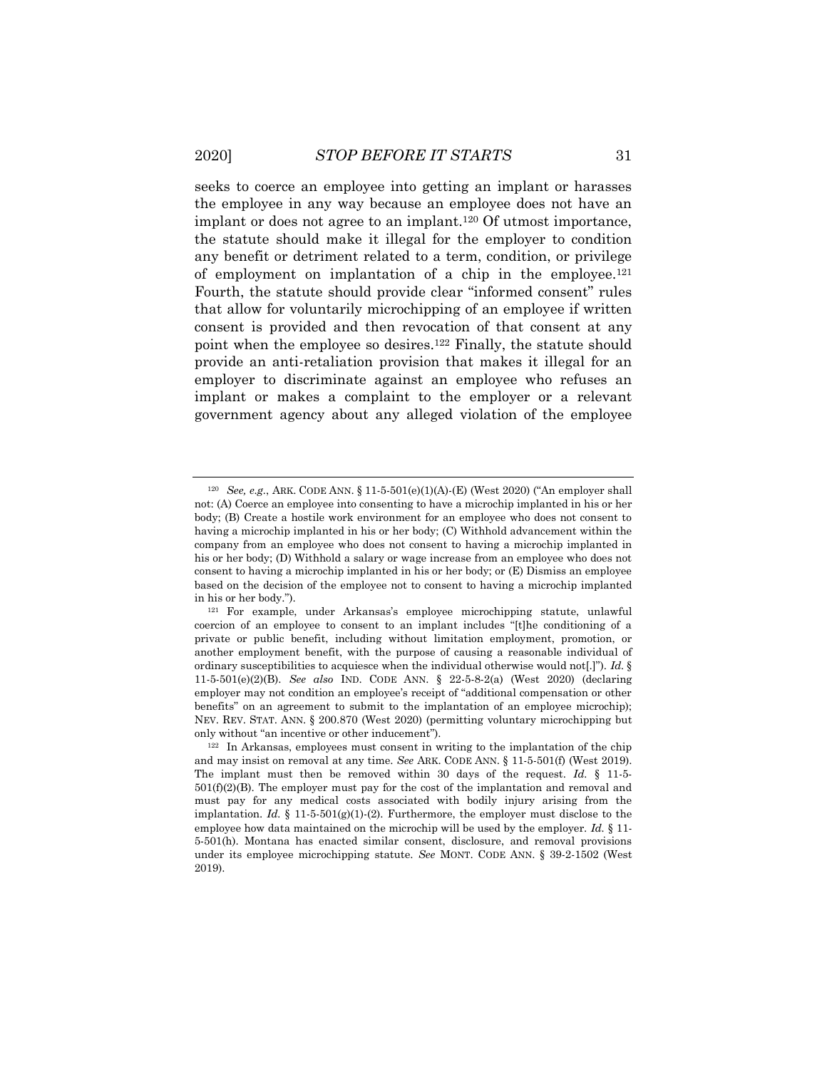seeks to coerce an employee into getting an implant or harasses the employee in any way because an employee does not have an implant or does not agree to an implant.[120] Of utmost importance, the statute should make it illegal for the employer to condition any benefit or detriment related to a term, condition, or privilege of employment on implantation of a chip in the employee.[121] Fourth, the statute should provide clear "informed consent" rules that allow for voluntarily microchipping of an employee if written consent is provided and then revocation of that consent at any point when the employee so desires.[122] Finally, the statute should provide an anti-retaliation provision that makes it illegal for an employer to discriminate against an employee who refuses an implant or makes a complaint to the employer or a relevant government agency about any alleged violation of the employee

---

[120] *See, e.g.*, ARK. CODE ANN. § 11-5-501(e)(1)(A)-(E) (West 2020) ("An employer shall not: (A) Coerce an employee into consenting to have a microchip implanted in his or her body; (B) Create a hostile work environment for an employee who does not consent to having a microchip implanted in his or her body; (C) Withhold advancement within the company from an employee who does not consent to having a microchip implanted in his or her body; (D) Withhold a salary or wage increase from an employee who does not consent to having a microchip implanted in his or her body; or (E) Dismiss an employee based on the decision of the employee not to consent to having a microchip implanted in his or her body.").

[121] For example, under Arkansas's employee microchipping statute, unlawful coercion of an employee to consent to an implant includes "[t]he conditioning of a private or public benefit, including without limitation employment, promotion, or another employment benefit, with the purpose of causing a reasonable individual of ordinary susceptibilities to acquiesce when the individual otherwise would not[.]"). *Id.* § 11-5-501(e)(2)(B). *See also* IND. CODE ANN. § 22-5-8-2(a) (West 2020) (declaring employer may not condition an employee's receipt of "additional compensation or other benefits" on an agreement to submit to the implantation of an employee microchip); NEV. REV. STAT. ANN. § 200.870 (West 2020) (permitting voluntary microchipping but only without "an incentive or other inducement").

[122] In Arkansas, employees must consent in writing to the implantation of the chip and may insist on removal at any time. *See* ARK. CODE ANN. § 11-5-501(f) (West 2019). The implant must then be removed within 30 days of the request. *Id.* § 11-5-501(f)(2)(B). The employer must pay for the cost of the implantation and removal and must pay for any medical costs associated with bodily injury arising from the implantation. *Id.* § 11-5-501(g)(1)-(2). Furthermore, the employer must disclose to the employee how data maintained on the microchip will be used by the employer. *Id.* § 11-5-501(h). Montana has enacted similar consent, disclosure, and removal provisions under its employee microchipping statute. *See* MONT. CODE ANN. § 39-2-1502 (West 2019).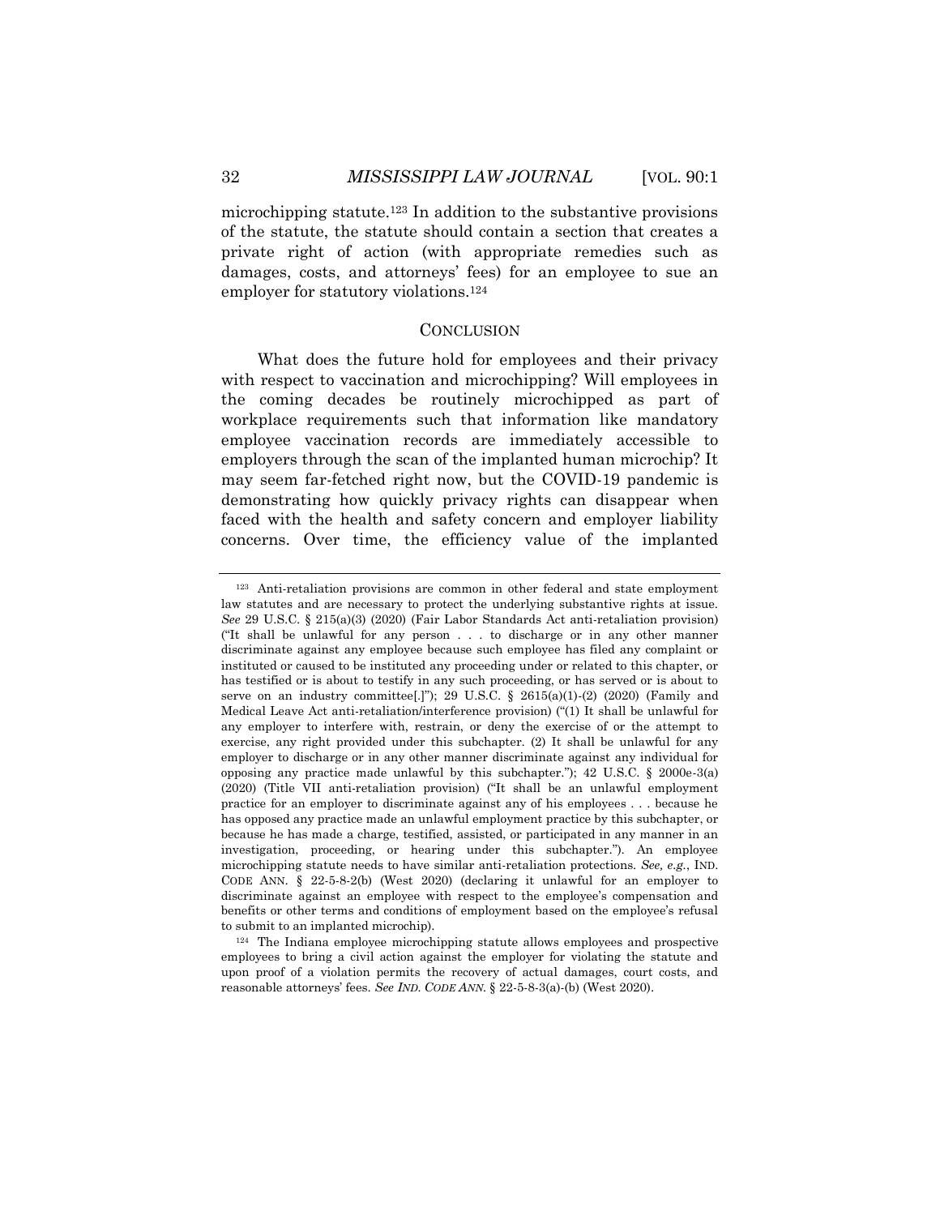microchipping statute.[123] In addition to the substantive provisions of the statute, the statute should contain a section that creates a private right of action (with appropriate remedies such as damages, costs, and attorneys' fees) for an employee to sue an employer for statutory violations.[124]

## CONCLUSION

What does the future hold for employees and their privacy with respect to vaccination and microchipping? Will employees in the coming decades be routinely microchipped as part of workplace requirements such that information like mandatory employee vaccination records are immediately accessible to employers through the scan of the implanted human microchip? It may seem far-fetched right now, but the COVID-19 pandemic is demonstrating how quickly privacy rights can disappear when faced with the health and safety concern and employer liability concerns. Over time, the efficiency value of the implanted

---

[123] Anti-retaliation provisions are common in other federal and state employment law statutes and are necessary to protect the underlying substantive rights at issue. *See* 29 U.S.C. § 215(a)(3) (2020) (Fair Labor Standards Act anti-retaliation provision) ("It shall be unlawful for any person . . . to discharge or in any other manner discriminate against any employee because such employee has filed any complaint or instituted or caused to be instituted any proceeding under or related to this chapter, or has testified or is about to testify in any such proceeding, or has served or is about to serve on an industry committee[.]"); 29 U.S.C. § 2615(a)(1)-(2) (2020) (Family and Medical Leave Act anti-retaliation/interference provision) ("(1) It shall be unlawful for any employer to interfere with, restrain, or deny the exercise of or the attempt to exercise, any right provided under this subchapter. (2) It shall be unlawful for any employer to discharge or in any other manner discriminate against any individual for opposing any practice made unlawful by this subchapter."); 42 U.S.C. § 2000e-3(a) (2020) (Title VII anti-retaliation provision) ("It shall be an unlawful employment practice for an employer to discriminate against any of his employees . . . because he has opposed any practice made an unlawful employment practice by this subchapter, or because he has made a charge, testified, assisted, or participated in any manner in an investigation, proceeding, or hearing under this subchapter."). An employee microchipping statute needs to have similar anti-retaliation protections. *See, e.g.*, IND. CODE ANN. § 22-5-8-2(b) (West 2020) (declaring it unlawful for an employer to discriminate against an employee with respect to the employee's compensation and benefits or other terms and conditions of employment based on the employee's refusal to submit to an implanted microchip).

[124] The Indiana employee microchipping statute allows employees and prospective employees to bring a civil action against the employer for violating the statute and upon proof of a violation permits the recovery of actual damages, court costs, and reasonable attorneys' fees. *See IND. CODE ANN.* § 22-5-8-3(a)-(b) (West 2020).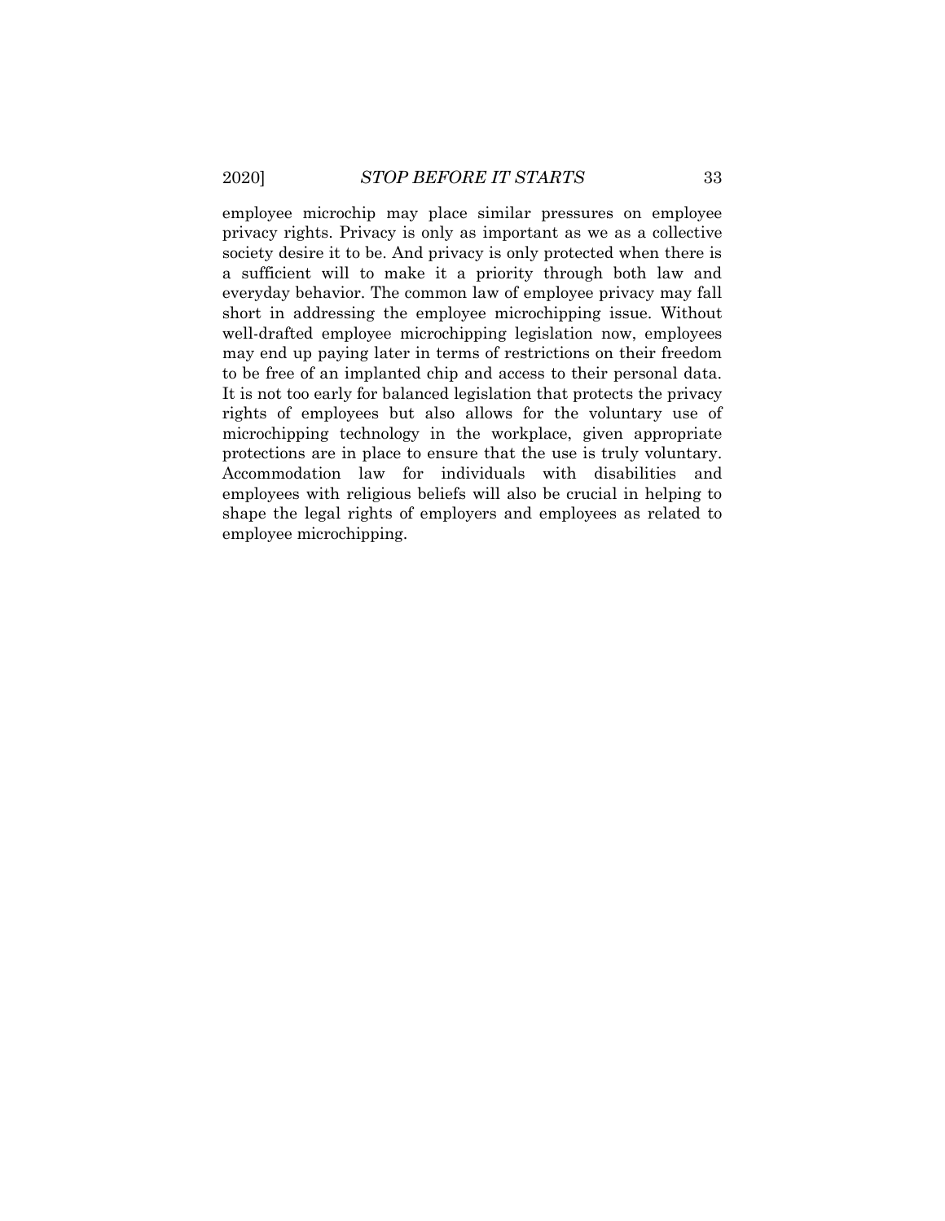employee microchip may place similar pressures on employee privacy rights. Privacy is only as important as we as a collective society desire it to be. And privacy is only protected when there is a sufficient will to make it a priority through both law and everyday behavior. The common law of employee privacy may fall short in addressing the employee microchipping issue. Without well-drafted employee microchipping legislation now, employees may end up paying later in terms of restrictions on their freedom to be free of an implanted chip and access to their personal data. It is not too early for balanced legislation that protects the privacy rights of employees but also allows for the voluntary use of microchipping technology in the workplace, given appropriate protections are in place to ensure that the use is truly voluntary. Accommodation law for individuals with disabilities and employees with religious beliefs will also be crucial in helping to shape the legal rights of employers and employees as related to employee microchipping.